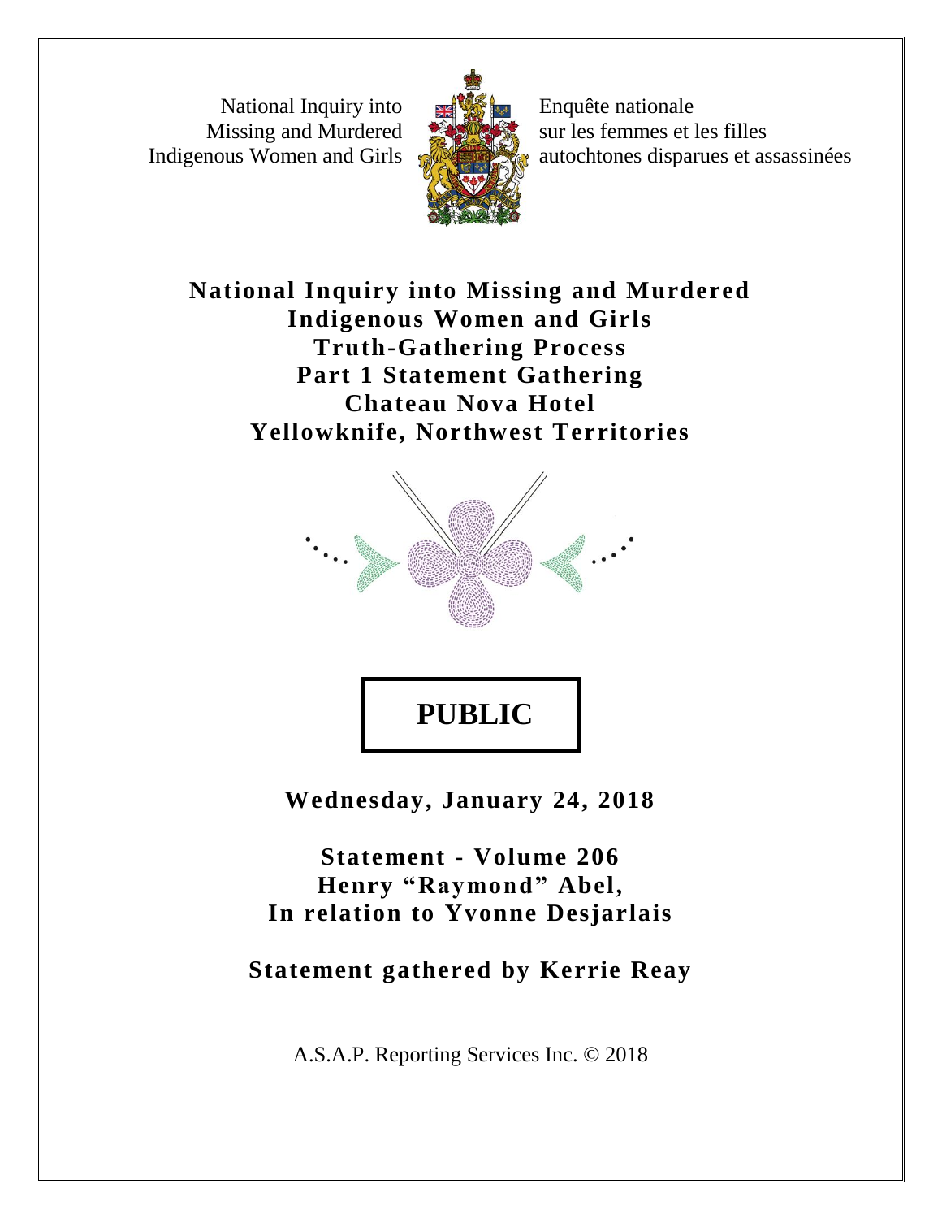National Inquiry into Missing and Murdered Indigenous Women and Girls

Enquête nationale sur les femmes et les filles autochtones disparues et assassinées

# National Inquiry into Missing and Murdered Indigenous Women and Girls Truth-Gathering Process Part 1 Statement Gathering Chateau Nova Hotel Yellowknife, Northwest Territories

**PUBLIC**

**Wednesday, January 24, 2018**

**Statement - Volume 206**
**Henry "Raymond" Abel,**
**In relation to Yvonne Desjarlais**

**Statement gathered by Kerrie Reay**

A.S.A.P. Reporting Services Inc. © 2018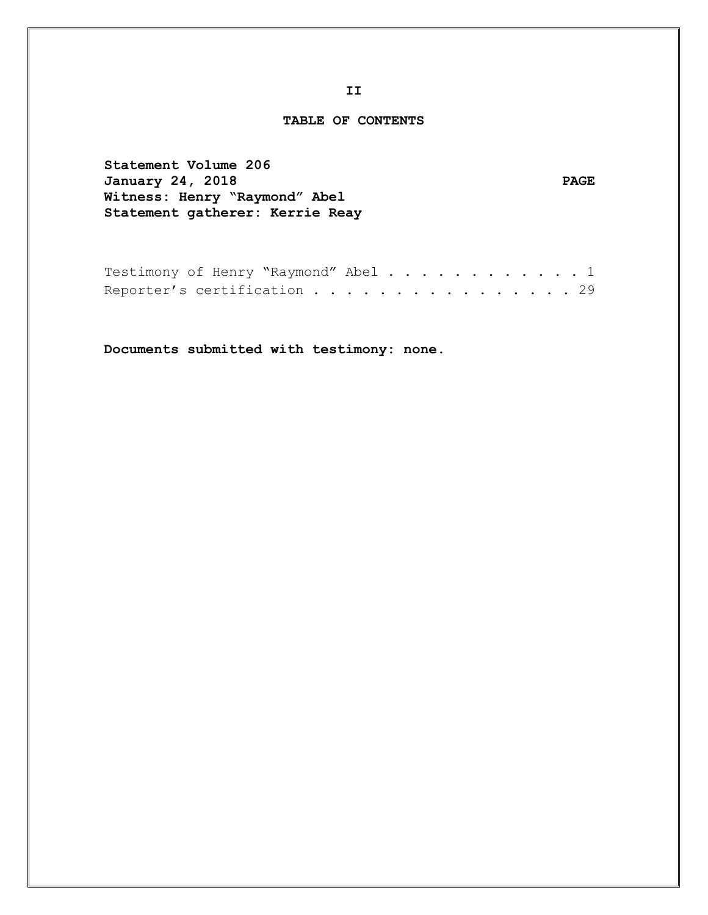II

## TABLE OF CONTENTS

**Statement Volume 206**
**January 24, 2018** **PAGE**
**Witness: Henry "Raymond" Abel**
**Statement gatherer: Kerrie Reay**

Testimony of Henry "Raymond" Abel . . . . . . . . . . . . 1
Reporter's certification . . . . . . . . . . . . . . . . 29

**Documents submitted with testimony: none.**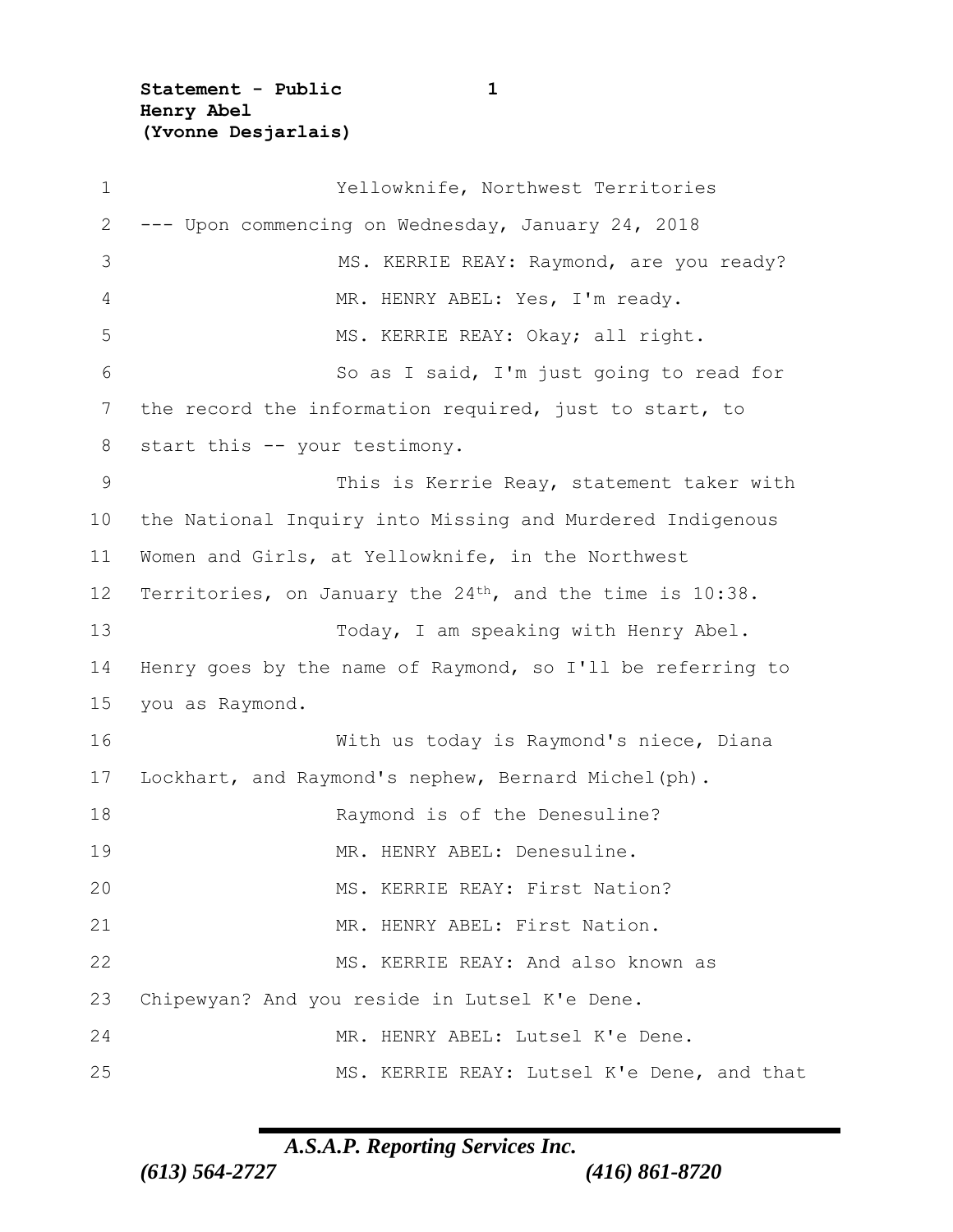Yellowknife, Northwest Territories

--- Upon commencing on Wednesday, January 24, 2018

MS. KERRIE REAY: Raymond, are you ready?

MR. HENRY ABEL: Yes, I'm ready.

MS. KERRIE REAY: Okay; all right.

So as I said, I'm just going to read for the record the information required, just to start, to start this -- your testimony.

This is Kerrie Reay, statement taker with the National Inquiry into Missing and Murdered Indigenous Women and Girls, at Yellowknife, in the Northwest Territories, on January the 24th, and the time is 10:38.

Today, I am speaking with Henry Abel. Henry goes by the name of Raymond, so I'll be referring to you as Raymond.

With us today is Raymond's niece, Diana Lockhart, and Raymond's nephew, Bernard Michel(ph).

Raymond is of the Denesuline?

MR. HENRY ABEL: Denesuline.

MS. KERRIE REAY: First Nation?

MR. HENRY ABEL: First Nation.

MS. KERRIE REAY: And also known as Chipewyan? And you reside in Lutsel K'e Dene.

MR. HENRY ABEL: Lutsel K'e Dene.

MS. KERRIE REAY: Lutsel K'e Dene, and that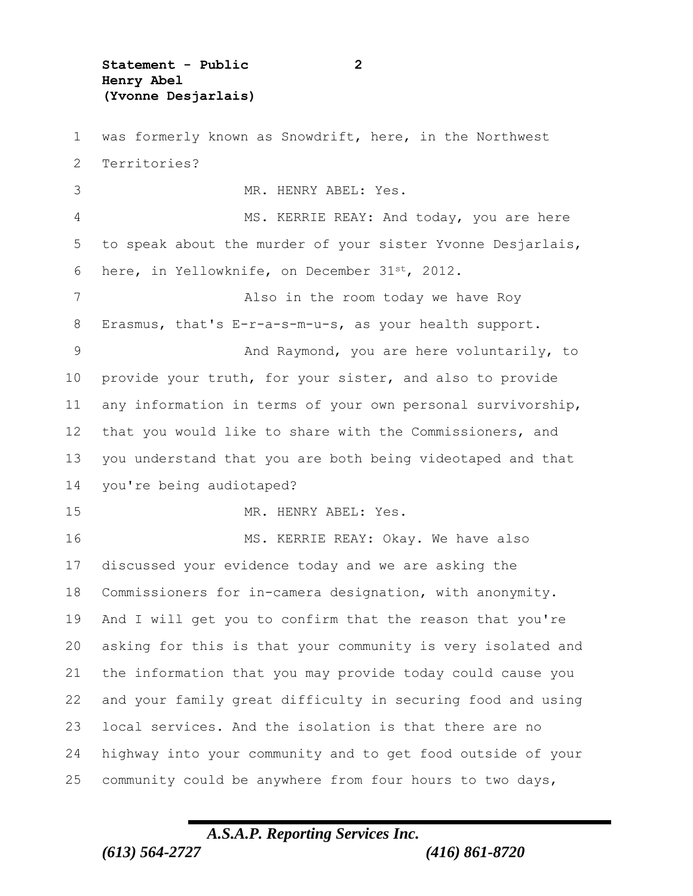was formerly known as Snowdrift, here, in the Northwest Territories?

MR. HENRY ABEL: Yes.

MS. KERRIE REAY: And today, you are here to speak about the murder of your sister Yvonne Desjarlais, here, in Yellowknife, on December 31st, 2012.

Also in the room today we have Roy Erasmus, that's E-r-a-s-m-u-s, as your health support.

And Raymond, you are here voluntarily, to provide your truth, for your sister, and also to provide any information in terms of your own personal survivorship, that you would like to share with the Commissioners, and you understand that you are both being videotaped and that you're being audiotaped?

MR. HENRY ABEL: Yes.

MS. KERRIE REAY: Okay. We have also discussed your evidence today and we are asking the Commissioners for in-camera designation, with anonymity. And I will get you to confirm that the reason that you're asking for this is that your community is very isolated and the information that you may provide today could cause you and your family great difficulty in securing food and using local services. And the isolation is that there are no highway into your community and to get food outside of your community could be anywhere from four hours to two days,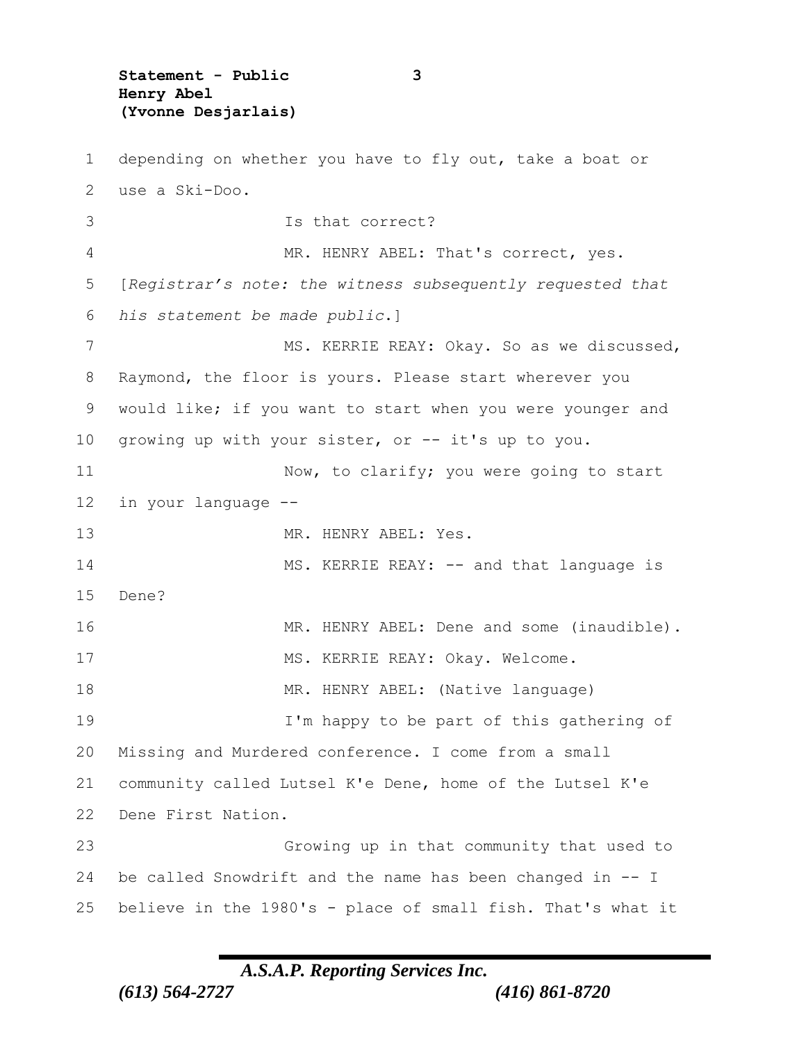depending on whether you have to fly out, take a boat or use a Ski-Doo.

Is that correct?

MR. HENRY ABEL: That's correct, yes.

[*Registrar's note: the witness subsequently requested that his statement be made public.*]

MS. KERRIE REAY: Okay. So as we discussed, Raymond, the floor is yours. Please start wherever you would like; if you want to start when you were younger and growing up with your sister, or -- it's up to you.

Now, to clarify; you were going to start in your language --

MR. HENRY ABEL: Yes.

MS. KERRIE REAY: -- and that language is Dene?

MR. HENRY ABEL: Dene and some (inaudible).

MS. KERRIE REAY: Okay. Welcome.

MR. HENRY ABEL: (Native language)

I'm happy to be part of this gathering of Missing and Murdered conference. I come from a small community called Lutsel K'e Dene, home of the Lutsel K'e Dene First Nation.

Growing up in that community that used to be called Snowdrift and the name has been changed in -- I believe in the 1980's - place of small fish. That's what it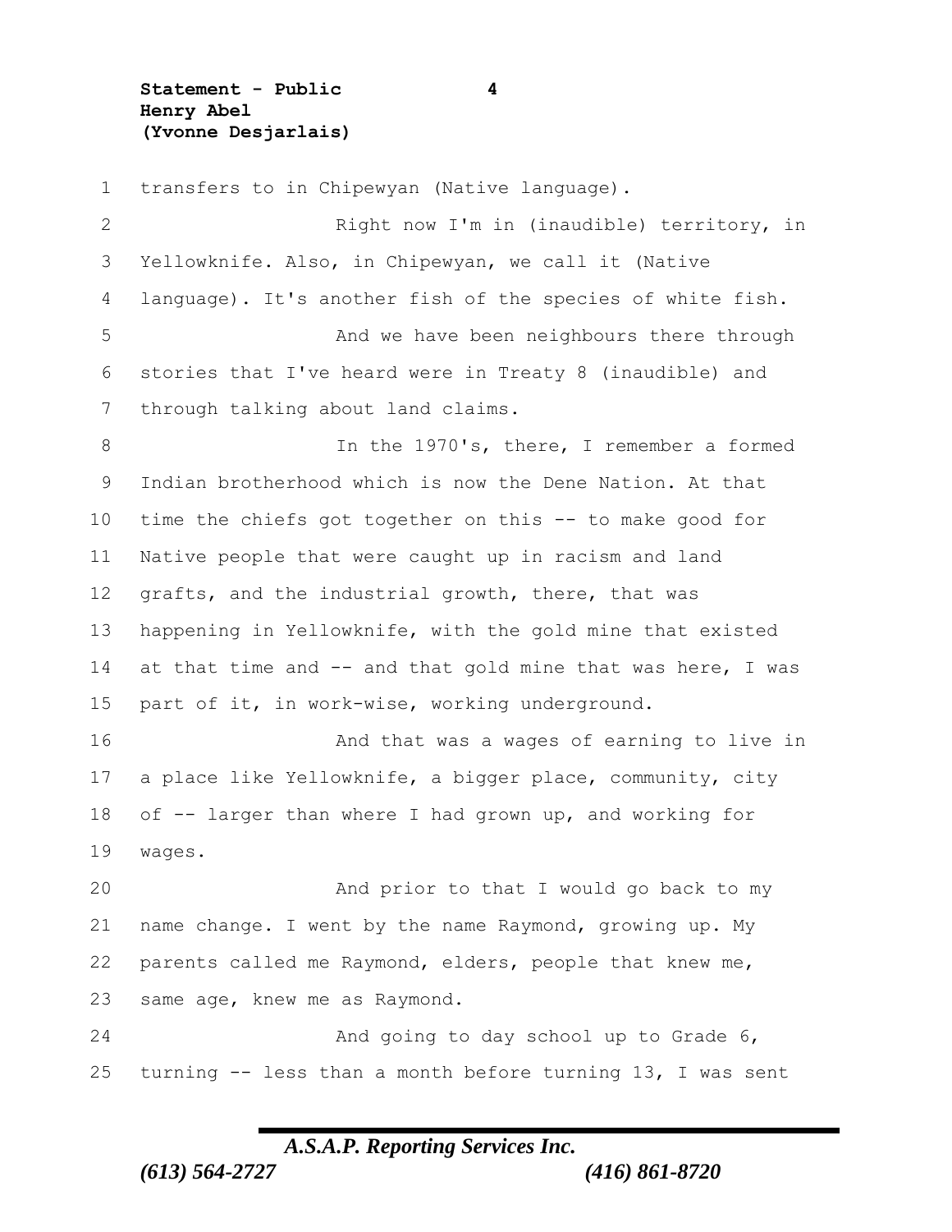transfers to in Chipewyan (Native language).

Right now I'm in (inaudible) territory, in Yellowknife. Also, in Chipewyan, we call it (Native language). It's another fish of the species of white fish.

And we have been neighbours there through stories that I've heard were in Treaty 8 (inaudible) and through talking about land claims.

In the 1970's, there, I remember a formed Indian brotherhood which is now the Dene Nation. At that time the chiefs got together on this -- to make good for Native people that were caught up in racism and land grafts, and the industrial growth, there, that was happening in Yellowknife, with the gold mine that existed at that time and -- and that gold mine that was here, I was part of it, in work-wise, working underground.

And that was a wages of earning to live in a place like Yellowknife, a bigger place, community, city of -- larger than where I had grown up, and working for wages.

And prior to that I would go back to my name change. I went by the name Raymond, growing up. My parents called me Raymond, elders, people that knew me, same age, knew me as Raymond.

And going to day school up to Grade 6, turning -- less than a month before turning 13, I was sent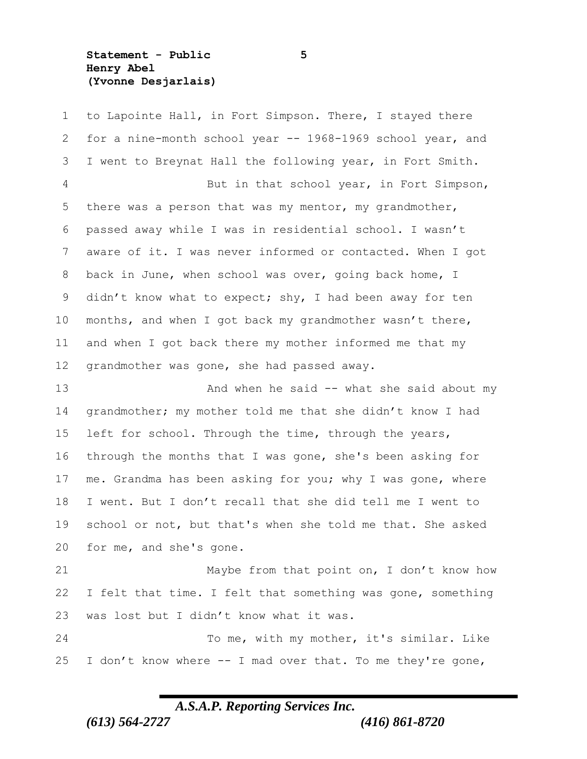to Lapointe Hall, in Fort Simpson. There, I stayed there for a nine-month school year -- 1968-1969 school year, and I went to Breynat Hall the following year, in Fort Smith.

But in that school year, in Fort Simpson, there was a person that was my mentor, my grandmother, passed away while I was in residential school. I wasn't aware of it. I was never informed or contacted. When I got back in June, when school was over, going back home, I didn't know what to expect; shy, I had been away for ten months, and when I got back my grandmother wasn't there, and when I got back there my mother informed me that my grandmother was gone, she had passed away.

And when he said -- what she said about my grandmother; my mother told me that she didn't know I had left for school. Through the time, through the years, through the months that I was gone, she's been asking for me. Grandma has been asking for you; why I was gone, where I went. But I don't recall that she did tell me I went to school or not, but that's when she told me that. She asked for me, and she's gone.

Maybe from that point on, I don't know how I felt that time. I felt that something was gone, something was lost but I didn't know what it was.

To me, with my mother, it's similar. Like I don't know where -- I mad over that. To me they're gone,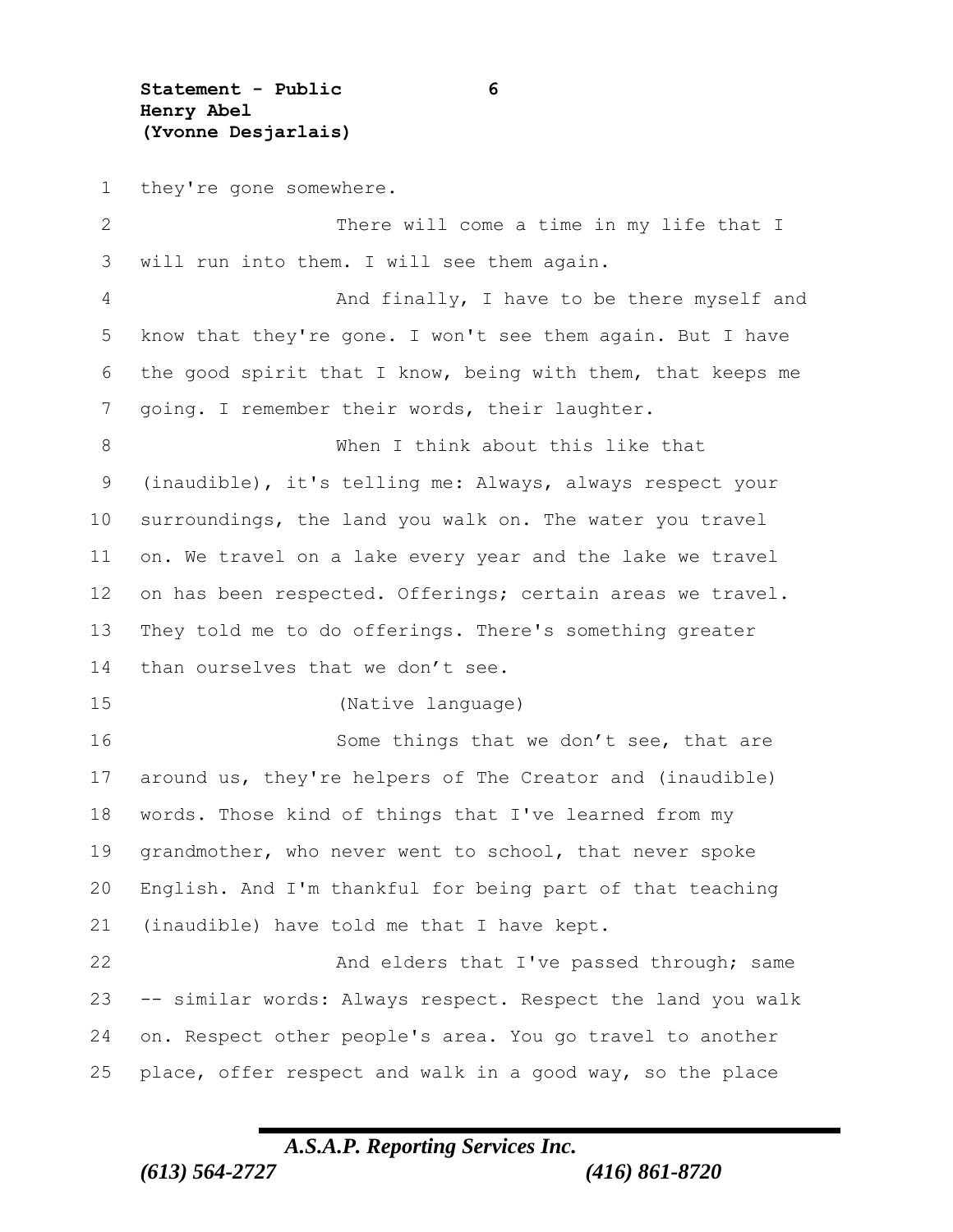they're gone somewhere.

There will come a time in my life that I will run into them. I will see them again.

And finally, I have to be there myself and know that they're gone. I won't see them again. But I have the good spirit that I know, being with them, that keeps me going. I remember their words, their laughter.

When I think about this like that (inaudible), it's telling me: Always, always respect your surroundings, the land you walk on. The water you travel on. We travel on a lake every year and the lake we travel on has been respected. Offerings; certain areas we travel. They told me to do offerings. There's something greater than ourselves that we don't see.

(Native language)

Some things that we don't see, that are around us, they're helpers of The Creator and (inaudible) words. Those kind of things that I've learned from my grandmother, who never went to school, that never spoke English. And I'm thankful for being part of that teaching (inaudible) have told me that I have kept.

And elders that I've passed through; same -- similar words: Always respect. Respect the land you walk on. Respect other people's area. You go travel to another place, offer respect and walk in a good way, so the place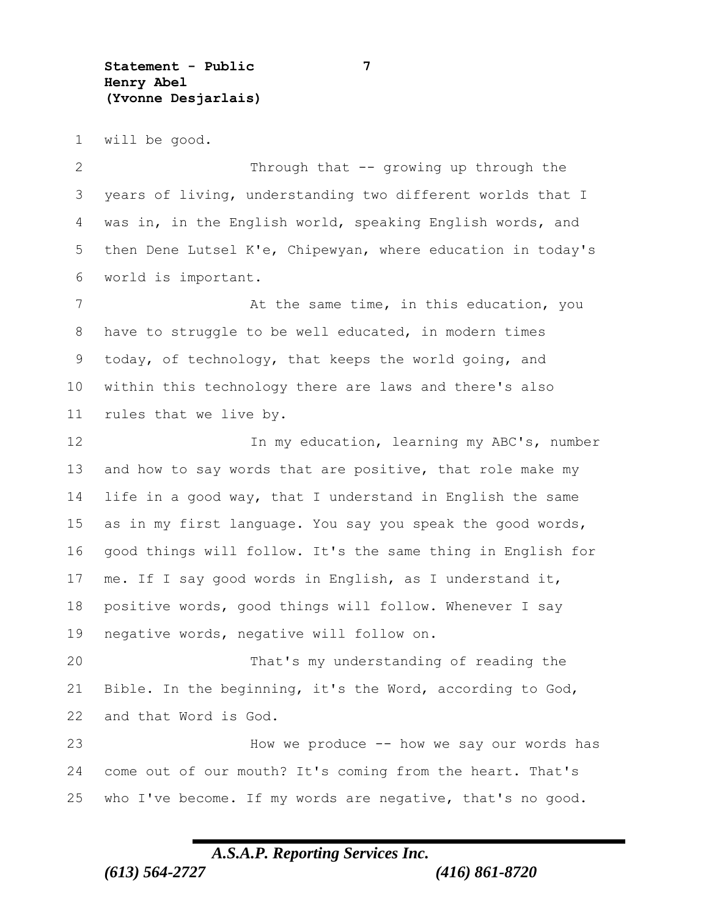will be good.

Through that -- growing up through the years of living, understanding two different worlds that I was in, in the English world, speaking English words, and then Dene Lutsel K'e, Chipewyan, where education in today's world is important.

At the same time, in this education, you have to struggle to be well educated, in modern times today, of technology, that keeps the world going, and within this technology there are laws and there's also rules that we live by.

In my education, learning my ABC's, number and how to say words that are positive, that role make my life in a good way, that I understand in English the same as in my first language. You say you speak the good words, good things will follow. It's the same thing in English for me. If I say good words in English, as I understand it, positive words, good things will follow. Whenever I say negative words, negative will follow on.

That's my understanding of reading the Bible. In the beginning, it's the Word, according to God, and that Word is God.

How we produce -- how we say our words has come out of our mouth? It's coming from the heart. That's who I've become. If my words are negative, that's no good.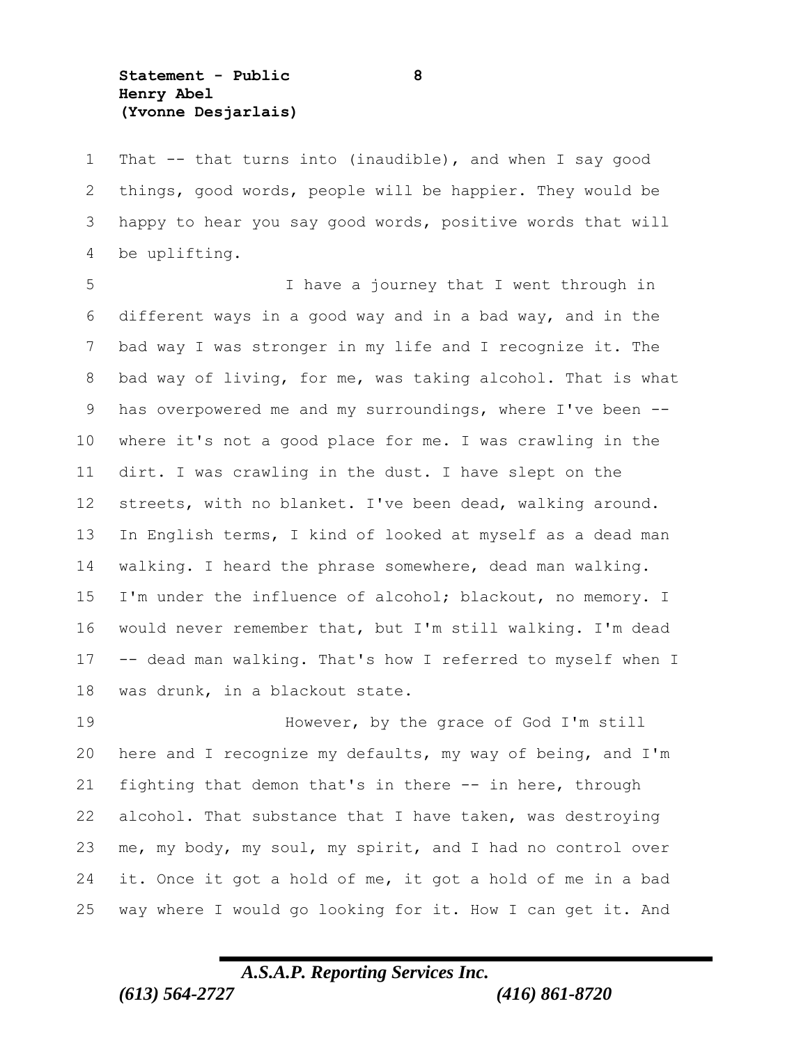That -- that turns into (inaudible), and when I say good things, good words, people will be happier. They would be happy to hear you say good words, positive words that will be uplifting.

I have a journey that I went through in different ways in a good way and in a bad way, and in the bad way I was stronger in my life and I recognize it. The bad way of living, for me, was taking alcohol. That is what has overpowered me and my surroundings, where I've been -- where it's not a good place for me. I was crawling in the dirt. I was crawling in the dust. I have slept on the streets, with no blanket. I've been dead, walking around. In English terms, I kind of looked at myself as a dead man walking. I heard the phrase somewhere, dead man walking. I'm under the influence of alcohol; blackout, no memory. I would never remember that, but I'm still walking. I'm dead -- dead man walking. That's how I referred to myself when I was drunk, in a blackout state.

However, by the grace of God I'm still here and I recognize my defaults, my way of being, and I'm fighting that demon that's in there -- in here, through alcohol. That substance that I have taken, was destroying me, my body, my soul, my spirit, and I had no control over it. Once it got a hold of me, it got a hold of me in a bad way where I would go looking for it. How I can get it. And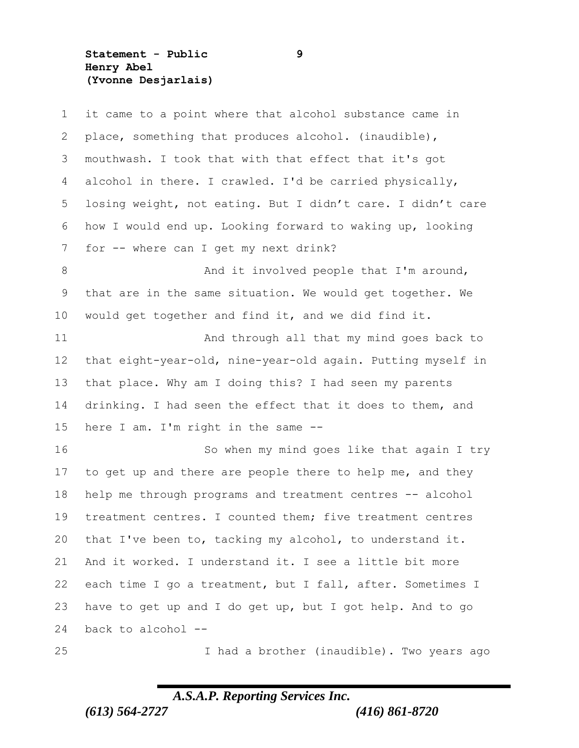it came to a point where that alcohol substance came in place, something that produces alcohol. (inaudible), mouthwash. I took that with that effect that it's got alcohol in there. I crawled. I'd be carried physically, losing weight, not eating. But I didn't care. I didn't care how I would end up. Looking forward to waking up, looking for -- where can I get my next drink?

And it involved people that I'm around, that are in the same situation. We would get together. We would get together and find it, and we did find it.

And through all that my mind goes back to that eight-year-old, nine-year-old again. Putting myself in that place. Why am I doing this? I had seen my parents drinking. I had seen the effect that it does to them, and here I am. I'm right in the same --

So when my mind goes like that again I try to get up and there are people there to help me, and they help me through programs and treatment centres -- alcohol treatment centres. I counted them; five treatment centres that I've been to, tacking my alcohol, to understand it. And it worked. I understand it. I see a little bit more each time I go a treatment, but I fall, after. Sometimes I have to get up and I do get up, but I got help. And to go back to alcohol --

I had a brother (inaudible). Two years ago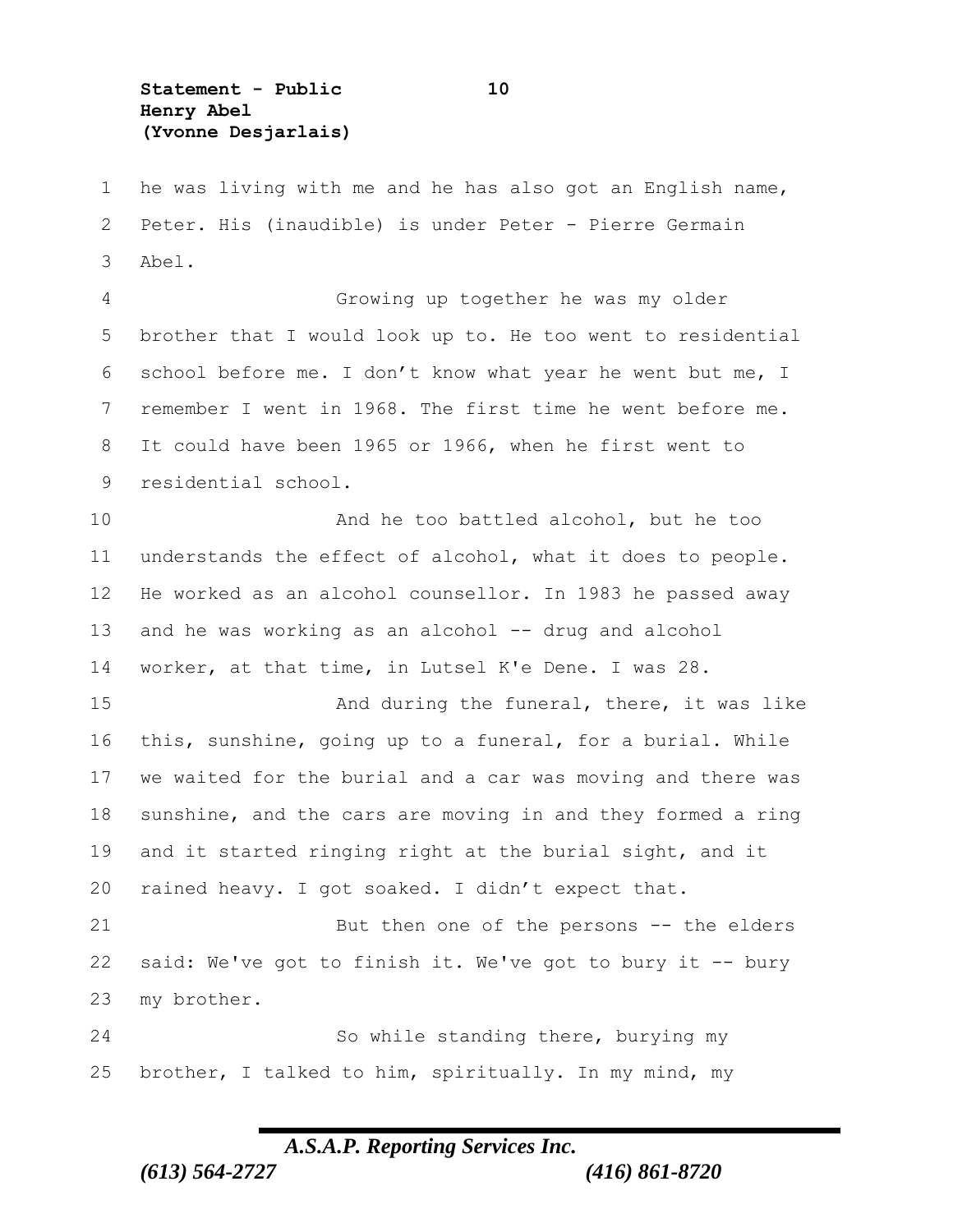he was living with me and he has also got an English name, Peter. His (inaudible) is under Peter - Pierre Germain Abel.

Growing up together he was my older brother that I would look up to. He too went to residential school before me. I don't know what year he went but me, I remember I went in 1968. The first time he went before me. It could have been 1965 or 1966, when he first went to residential school.

And he too battled alcohol, but he too understands the effect of alcohol, what it does to people. He worked as an alcohol counsellor. In 1983 he passed away and he was working as an alcohol -- drug and alcohol worker, at that time, in Lutsel K'e Dene. I was 28.

And during the funeral, there, it was like this, sunshine, going up to a funeral, for a burial. While we waited for the burial and a car was moving and there was sunshine, and the cars are moving in and they formed a ring and it started ringing right at the burial sight, and it rained heavy. I got soaked. I didn't expect that.

But then one of the persons -- the elders said: We've got to finish it. We've got to bury it -- bury my brother.

So while standing there, burying my brother, I talked to him, spiritually. In my mind, my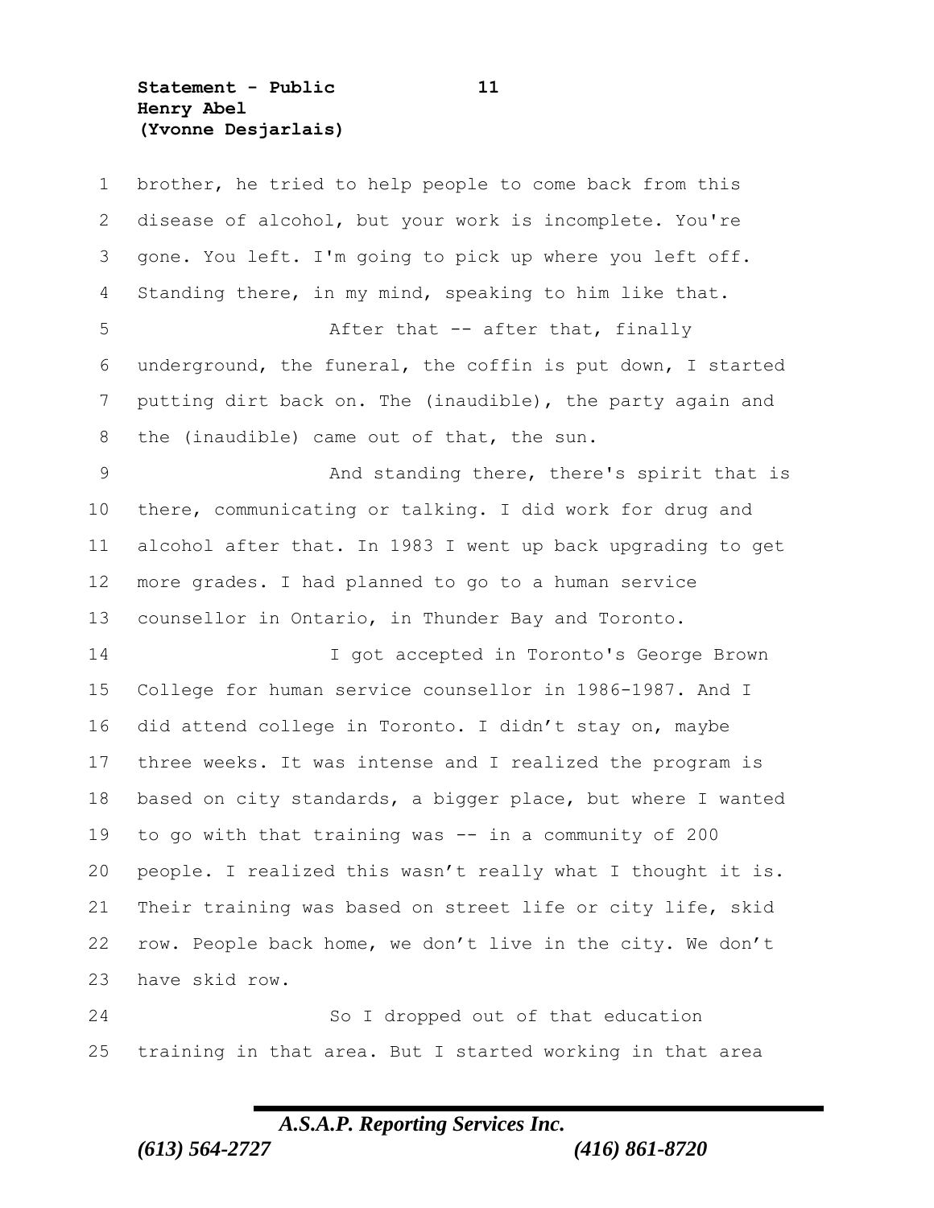brother, he tried to help people to come back from this disease of alcohol, but your work is incomplete. You're gone. You left. I'm going to pick up where you left off. Standing there, in my mind, speaking to him like that.

After that -- after that, finally underground, the funeral, the coffin is put down, I started putting dirt back on. The (inaudible), the party again and the (inaudible) came out of that, the sun.

And standing there, there's spirit that is there, communicating or talking. I did work for drug and alcohol after that. In 1983 I went up back upgrading to get more grades. I had planned to go to a human service counsellor in Ontario, in Thunder Bay and Toronto.

I got accepted in Toronto's George Brown College for human service counsellor in 1986-1987. And I did attend college in Toronto. I didn't stay on, maybe three weeks. It was intense and I realized the program is based on city standards, a bigger place, but where I wanted to go with that training was -- in a community of 200 people. I realized this wasn't really what I thought it is. Their training was based on street life or city life, skid row. People back home, we don't live in the city. We don't have skid row.

So I dropped out of that education training in that area. But I started working in that area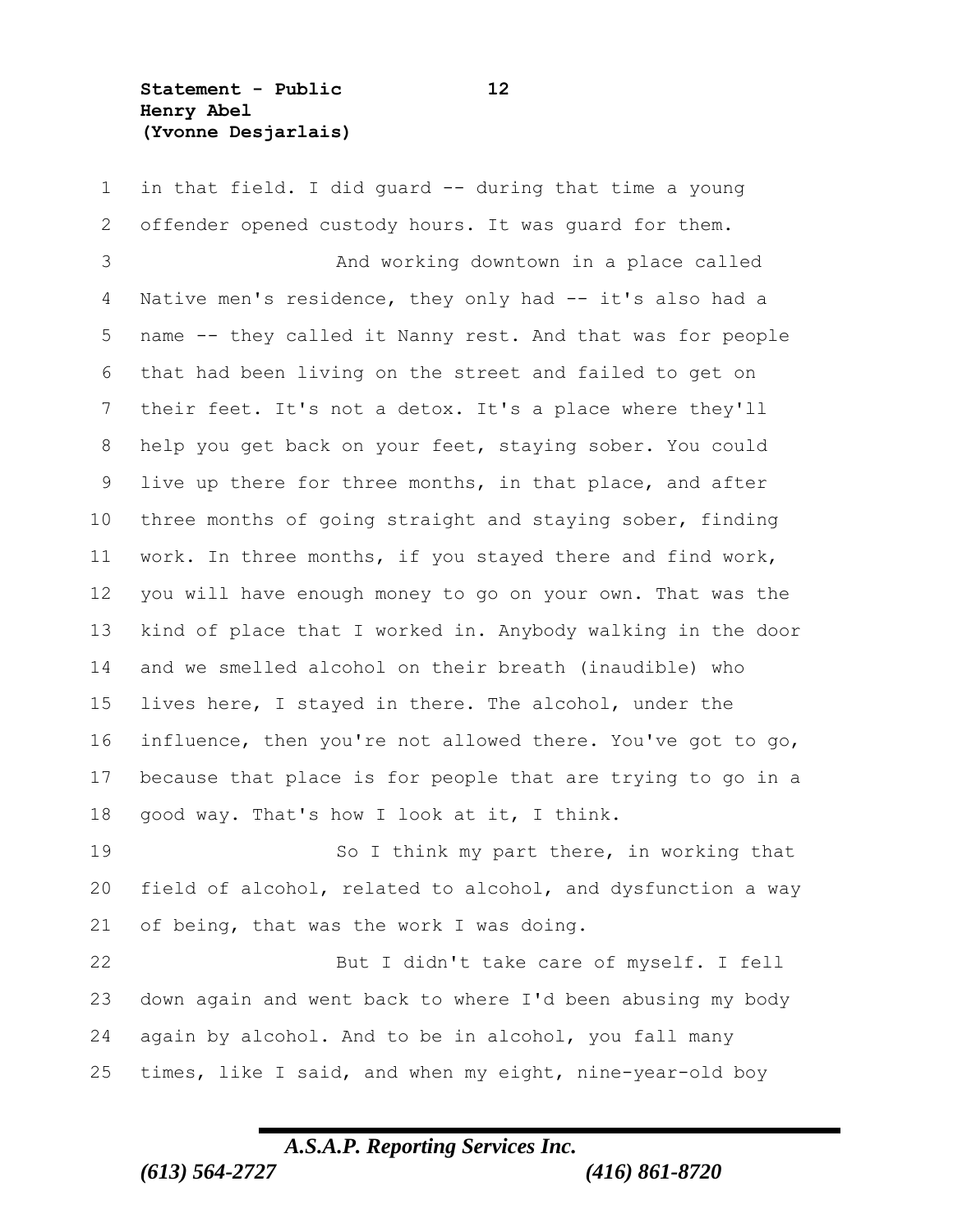in that field. I did guard -- during that time a young offender opened custody hours. It was guard for them.

And working downtown in a place called Native men's residence, they only had -- it's also had a name -- they called it Nanny rest. And that was for people that had been living on the street and failed to get on their feet. It's not a detox. It's a place where they'll help you get back on your feet, staying sober. You could live up there for three months, in that place, and after three months of going straight and staying sober, finding work. In three months, if you stayed there and find work, you will have enough money to go on your own. That was the kind of place that I worked in. Anybody walking in the door and we smelled alcohol on their breath (inaudible) who lives here, I stayed in there. The alcohol, under the influence, then you're not allowed there. You've got to go, because that place is for people that are trying to go in a good way. That's how I look at it, I think.

So I think my part there, in working that field of alcohol, related to alcohol, and dysfunction a way of being, that was the work I was doing.

But I didn't take care of myself. I fell down again and went back to where I'd been abusing my body again by alcohol. And to be in alcohol, you fall many times, like I said, and when my eight, nine-year-old boy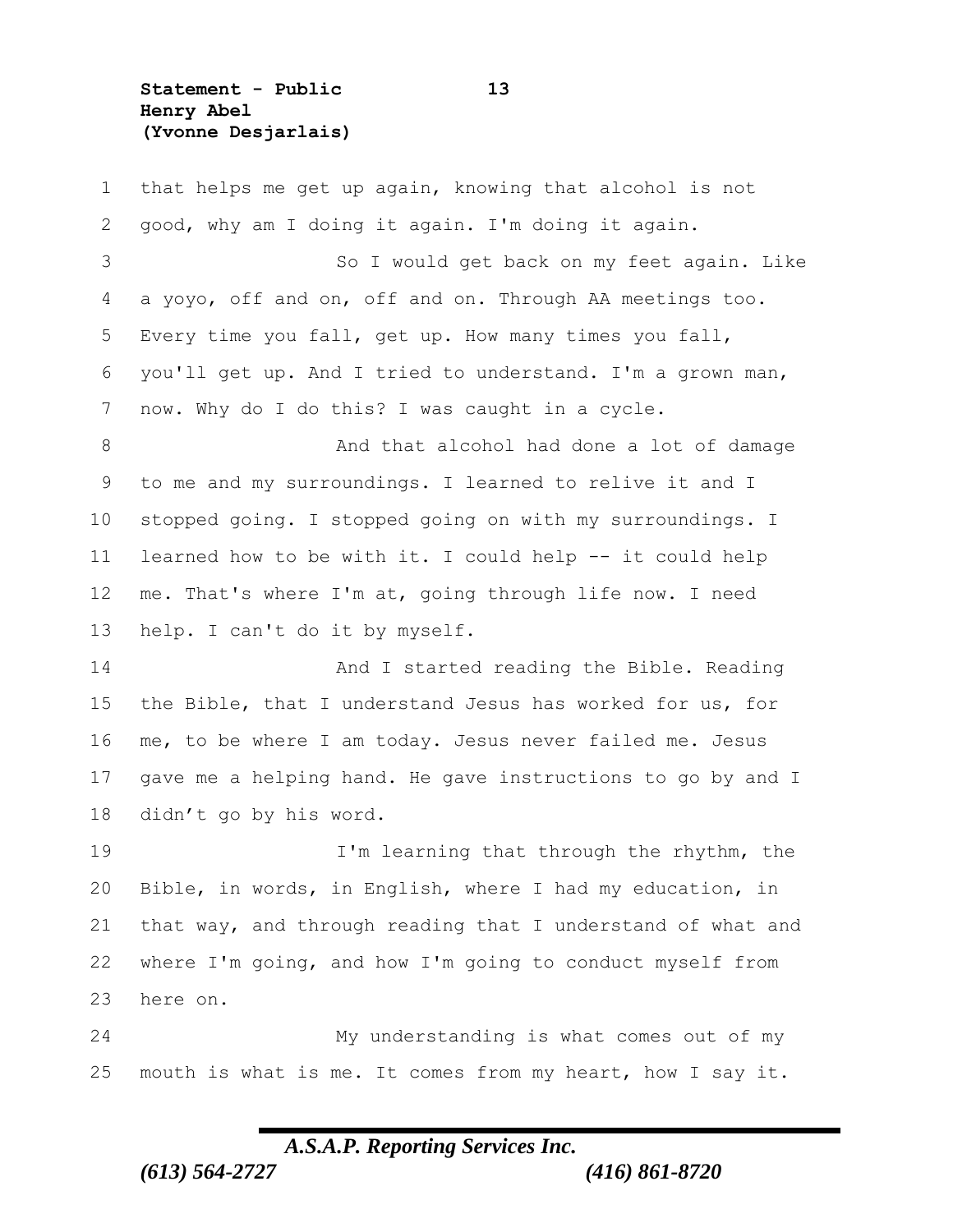that helps me get up again, knowing that alcohol is not good, why am I doing it again. I'm doing it again.

So I would get back on my feet again. Like a yoyo, off and on, off and on. Through AA meetings too. Every time you fall, get up. How many times you fall, you'll get up. And I tried to understand. I'm a grown man, now. Why do I do this? I was caught in a cycle.

And that alcohol had done a lot of damage to me and my surroundings. I learned to relive it and I stopped going. I stopped going on with my surroundings. I learned how to be with it. I could help -- it could help me. That's where I'm at, going through life now. I need help. I can't do it by myself.

And I started reading the Bible. Reading the Bible, that I understand Jesus has worked for us, for me, to be where I am today. Jesus never failed me. Jesus gave me a helping hand. He gave instructions to go by and I didn't go by his word.

I'm learning that through the rhythm, the Bible, in words, in English, where I had my education, in that way, and through reading that I understand of what and where I'm going, and how I'm going to conduct myself from here on.

My understanding is what comes out of my mouth is what is me. It comes from my heart, how I say it.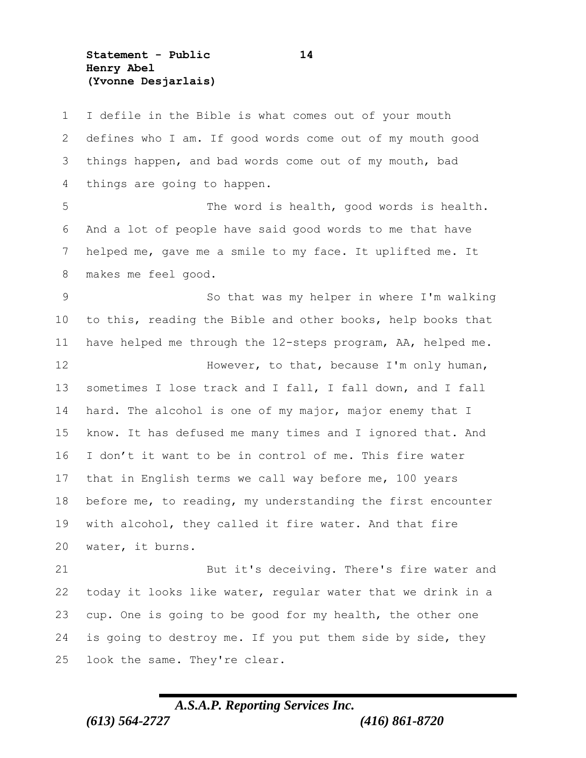I defile in the Bible is what comes out of your mouth defines who I am. If good words come out of my mouth good things happen, and bad words come out of my mouth, bad things are going to happen.

The word is health, good words is health. And a lot of people have said good words to me that have helped me, gave me a smile to my face. It uplifted me. It makes me feel good.

So that was my helper in where I'm walking to this, reading the Bible and other books, help books that have helped me through the 12-steps program, AA, helped me.

However, to that, because I'm only human, sometimes I lose track and I fall, I fall down, and I fall hard. The alcohol is one of my major, major enemy that I know. It has defused me many times and I ignored that. And I don't it want to be in control of me. This fire water that in English terms we call way before me, 100 years before me, to reading, my understanding the first encounter with alcohol, they called it fire water. And that fire water, it burns.

But it's deceiving. There's fire water and today it looks like water, regular water that we drink in a cup. One is going to be good for my health, the other one is going to destroy me. If you put them side by side, they look the same. They're clear.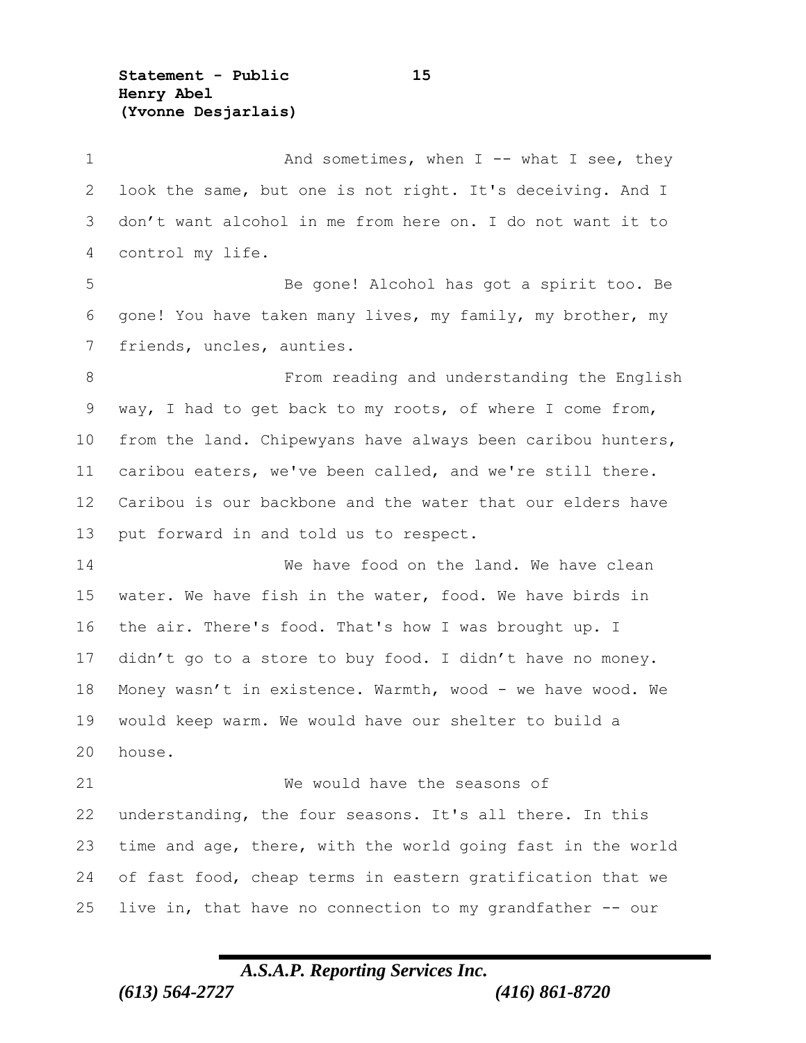And sometimes, when I -- what I see, they look the same, but one is not right. It's deceiving. And I don't want alcohol in me from here on. I do not want it to control my life.

Be gone! Alcohol has got a spirit too. Be gone! You have taken many lives, my family, my brother, my friends, uncles, aunties.

From reading and understanding the English way, I had to get back to my roots, of where I come from, from the land. Chipewyans have always been caribou hunters, caribou eaters, we've been called, and we're still there. Caribou is our backbone and the water that our elders have put forward in and told us to respect.

We have food on the land. We have clean water. We have fish in the water, food. We have birds in the air. There's food. That's how I was brought up. I didn't go to a store to buy food. I didn't have no money. Money wasn't in existence. Warmth, wood - we have wood. We would keep warm. We would have our shelter to build a house.

We would have the seasons of understanding, the four seasons. It's all there. In this time and age, there, with the world going fast in the world of fast food, cheap terms in eastern gratification that we live in, that have no connection to my grandfather -- our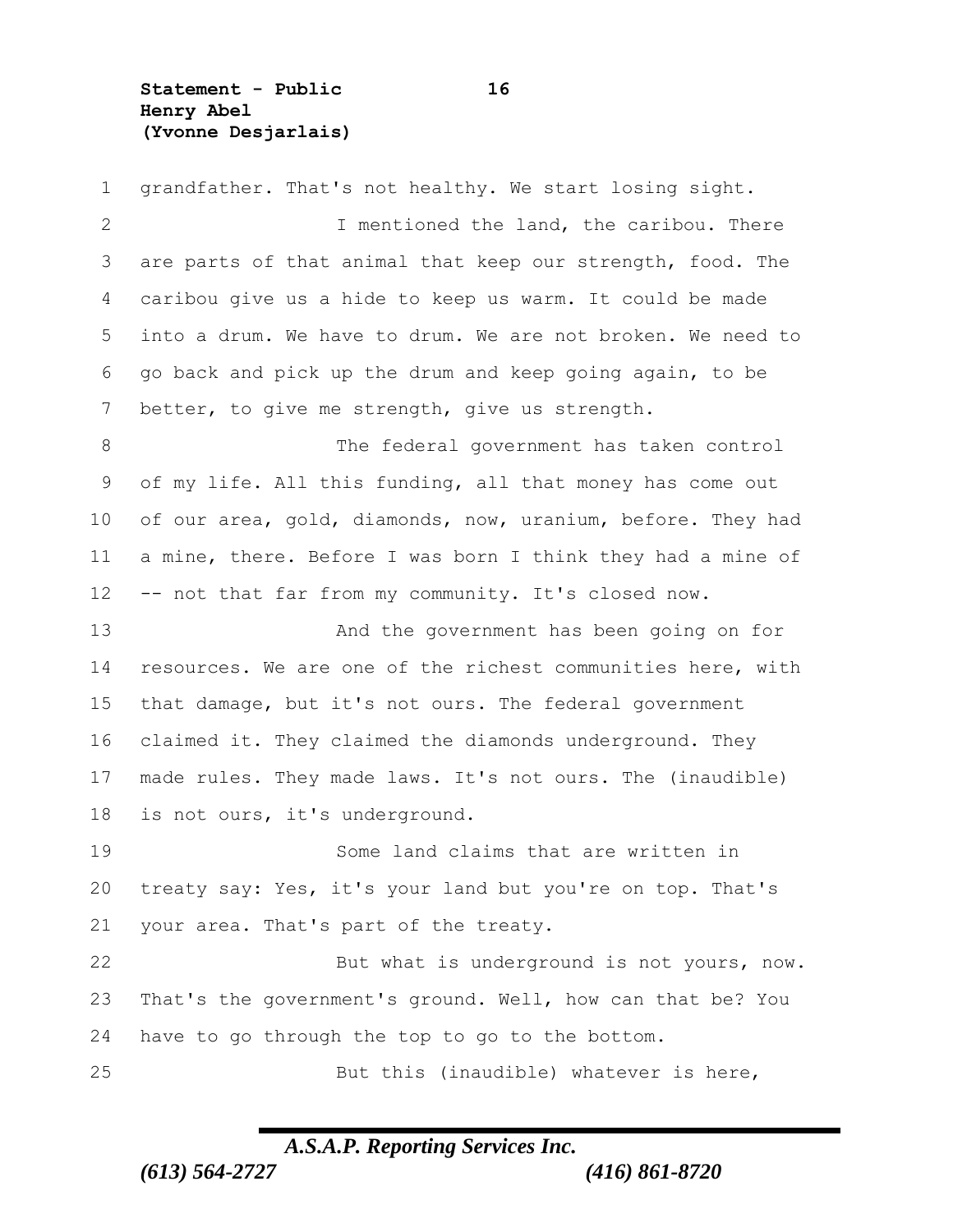grandfather. That's not healthy. We start losing sight.

I mentioned the land, the caribou. There are parts of that animal that keep our strength, food. The caribou give us a hide to keep us warm. It could be made into a drum. We have to drum. We are not broken. We need to go back and pick up the drum and keep going again, to be better, to give me strength, give us strength.

The federal government has taken control of my life. All this funding, all that money has come out of our area, gold, diamonds, now, uranium, before. They had a mine, there. Before I was born I think they had a mine of -- not that far from my community. It's closed now.

And the government has been going on for resources. We are one of the richest communities here, with that damage, but it's not ours. The federal government claimed it. They claimed the diamonds underground. They made rules. They made laws. It's not ours. The (inaudible) is not ours, it's underground.

Some land claims that are written in treaty say: Yes, it's your land but you're on top. That's your area. That's part of the treaty.

But what is underground is not yours, now. That's the government's ground. Well, how can that be? You have to go through the top to go to the bottom.

But this (inaudible) whatever is here,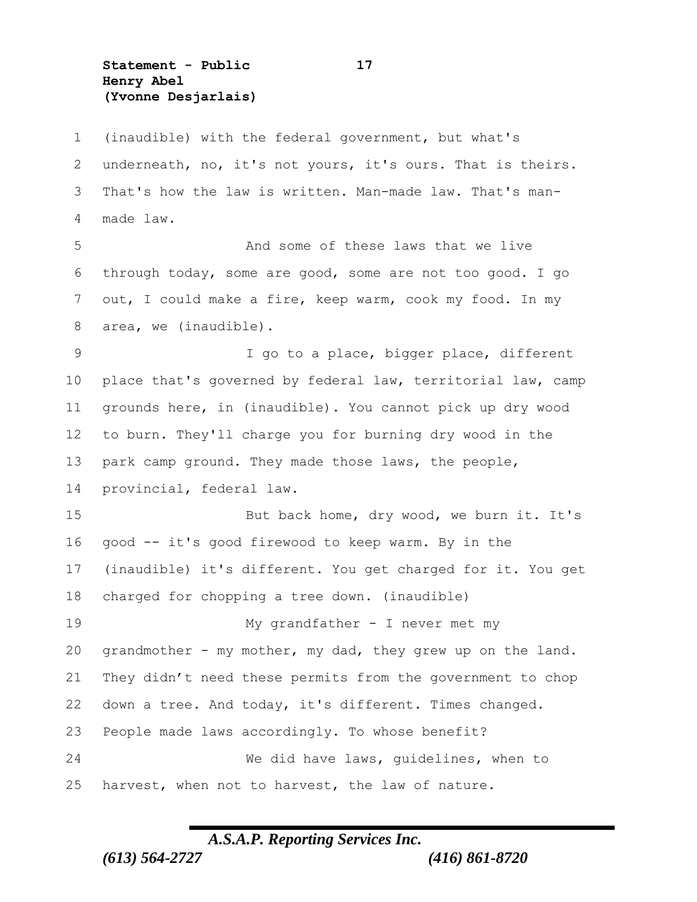(inaudible) with the federal government, but what's underneath, no, it's not yours, it's ours. That is theirs. That's how the law is written. Man-made law. That's man-made law.

And some of these laws that we live through today, some are good, some are not too good. I go out, I could make a fire, keep warm, cook my food. In my area, we (inaudible).

I go to a place, bigger place, different place that's governed by federal law, territorial law, camp grounds here, in (inaudible). You cannot pick up dry wood to burn. They'll charge you for burning dry wood in the park camp ground. They made those laws, the people, provincial, federal law.

But back home, dry wood, we burn it. It's good -- it's good firewood to keep warm. By in the (inaudible) it's different. You get charged for it. You get charged for chopping a tree down. (inaudible)

My grandfather - I never met my grandmother - my mother, my dad, they grew up on the land. They didn't need these permits from the government to chop down a tree. And today, it's different. Times changed. People made laws accordingly. To whose benefit?

We did have laws, guidelines, when to harvest, when not to harvest, the law of nature.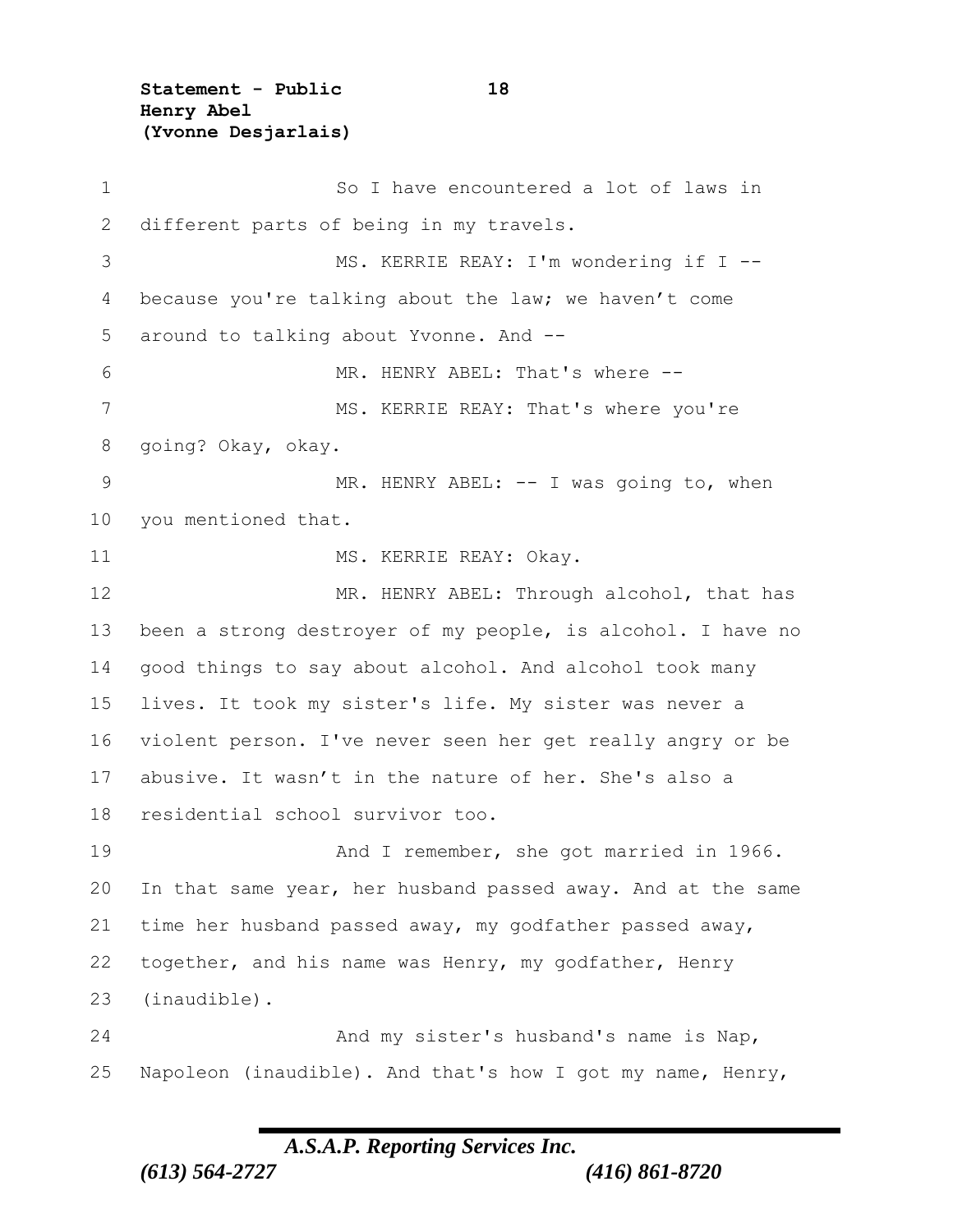So I have encountered a lot of laws in different parts of being in my travels.

MS. KERRIE REAY: I'm wondering if I -- because you're talking about the law; we haven't come around to talking about Yvonne. And --

MR. HENRY ABEL: That's where --

MS. KERRIE REAY: That's where you're going? Okay, okay.

MR. HENRY ABEL: -- I was going to, when you mentioned that.

MS. KERRIE REAY: Okay.

MR. HENRY ABEL: Through alcohol, that has been a strong destroyer of my people, is alcohol. I have no good things to say about alcohol. And alcohol took many lives. It took my sister's life. My sister was never a violent person. I've never seen her get really angry or be abusive. It wasn't in the nature of her. She's also a residential school survivor too.

And I remember, she got married in 1966. In that same year, her husband passed away. And at the same time her husband passed away, my godfather passed away, together, and his name was Henry, my godfather, Henry (inaudible).

And my sister's husband's name is Nap, Napoleon (inaudible). And that's how I got my name, Henry,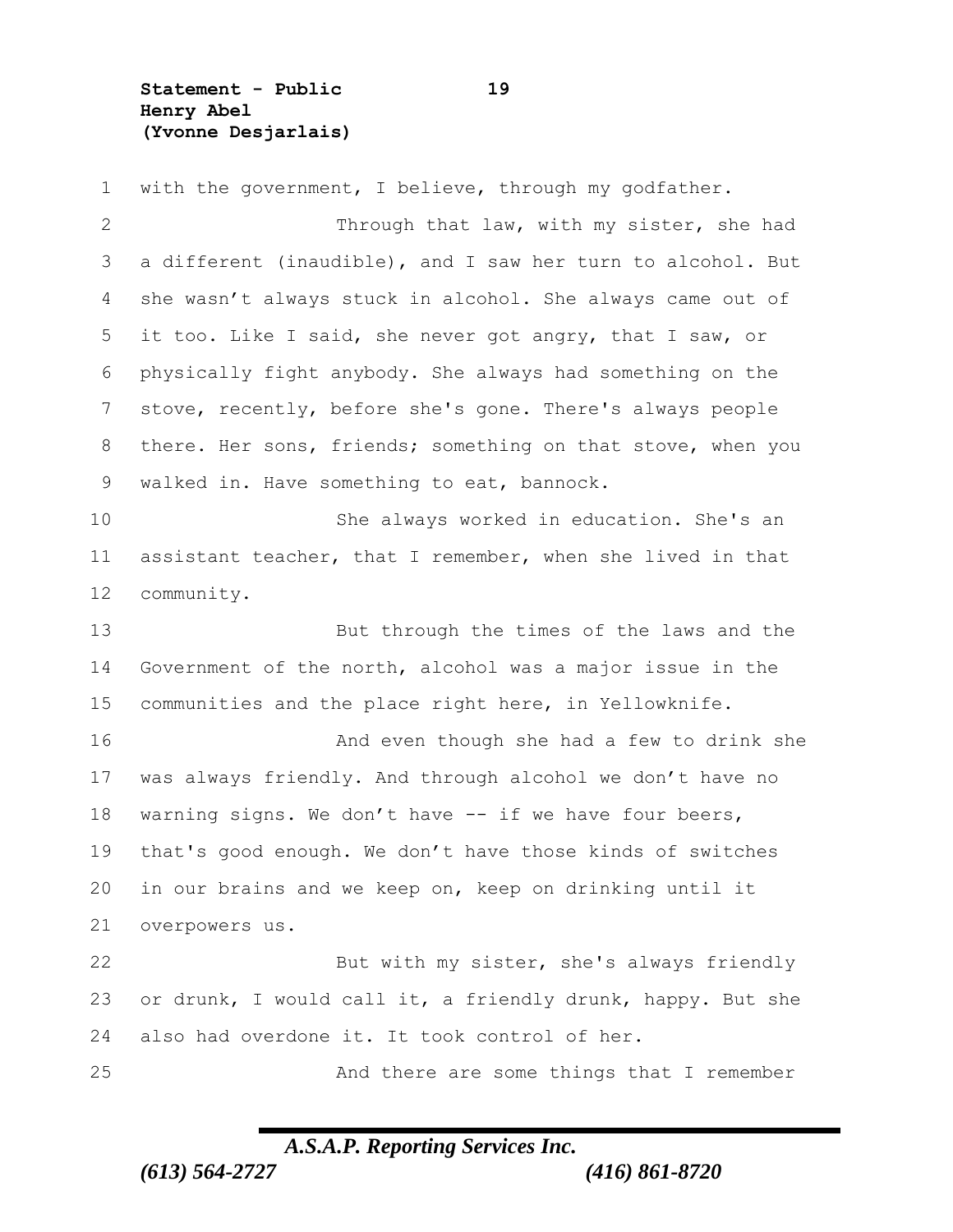with the government, I believe, through my godfather.

Through that law, with my sister, she had a different (inaudible), and I saw her turn to alcohol. But she wasn't always stuck in alcohol. She always came out of it too. Like I said, she never got angry, that I saw, or physically fight anybody. She always had something on the stove, recently, before she's gone. There's always people there. Her sons, friends; something on that stove, when you walked in. Have something to eat, bannock.

She always worked in education. She's an assistant teacher, that I remember, when she lived in that community.

But through the times of the laws and the Government of the north, alcohol was a major issue in the communities and the place right here, in Yellowknife.

And even though she had a few to drink she was always friendly. And through alcohol we don't have no warning signs. We don't have -- if we have four beers, that's good enough. We don't have those kinds of switches in our brains and we keep on, keep on drinking until it overpowers us.

But with my sister, she's always friendly or drunk, I would call it, a friendly drunk, happy. But she also had overdone it. It took control of her.

And there are some things that I remember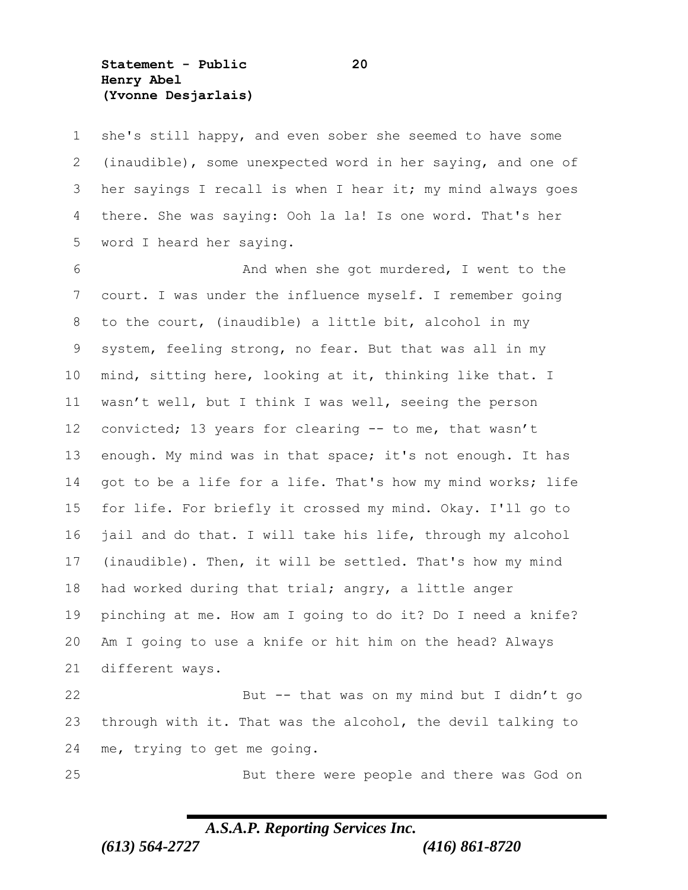she's still happy, and even sober she seemed to have some (inaudible), some unexpected word in her saying, and one of her sayings I recall is when I hear it; my mind always goes there. She was saying: Ooh la la! Is one word. That's her word I heard her saying.

And when she got murdered, I went to the court. I was under the influence myself. I remember going to the court, (inaudible) a little bit, alcohol in my system, feeling strong, no fear. But that was all in my mind, sitting here, looking at it, thinking like that. I wasn't well, but I think I was well, seeing the person convicted; 13 years for clearing -- to me, that wasn't enough. My mind was in that space; it's not enough. It has got to be a life for a life. That's how my mind works; life for life. For briefly it crossed my mind. Okay. I'll go to jail and do that. I will take his life, through my alcohol (inaudible). Then, it will be settled. That's how my mind had worked during that trial; angry, a little anger pinching at me. How am I going to do it? Do I need a knife? Am I going to use a knife or hit him on the head? Always different ways.

But -- that was on my mind but I didn't go through with it. That was the alcohol, the devil talking to me, trying to get me going.

But there were people and there was God on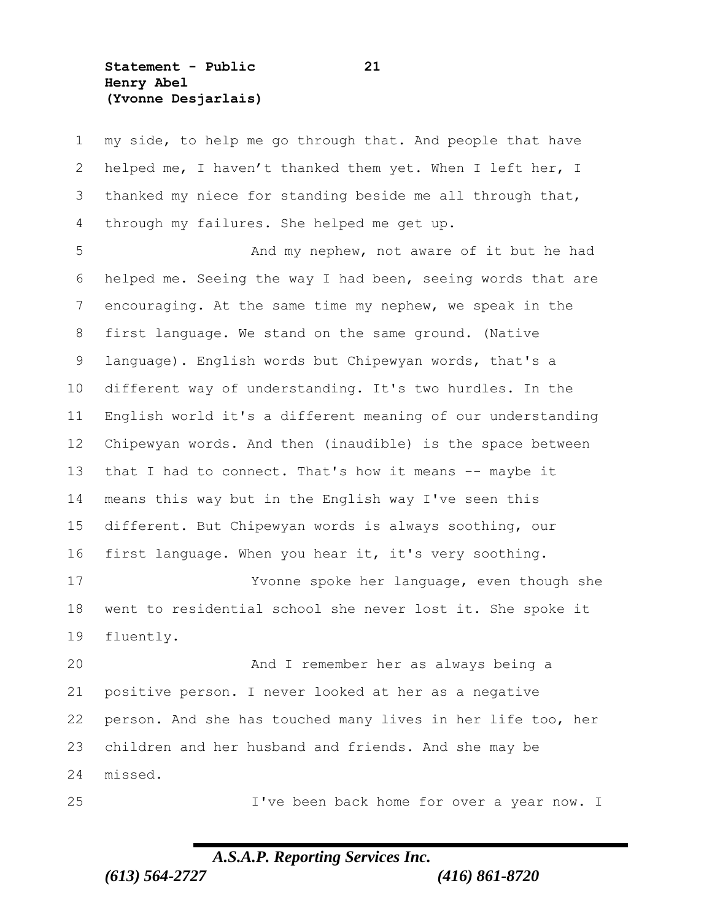my side, to help me go through that. And people that have helped me, I haven't thanked them yet. When I left her, I thanked my niece for standing beside me all through that, through my failures. She helped me get up.

And my nephew, not aware of it but he had helped me. Seeing the way I had been, seeing words that are encouraging. At the same time my nephew, we speak in the first language. We stand on the same ground. (Native language). English words but Chipewyan words, that's a different way of understanding. It's two hurdles. In the English world it's a different meaning of our understanding Chipewyan words. And then (inaudible) is the space between that I had to connect. That's how it means -- maybe it means this way but in the English way I've seen this different. But Chipewyan words is always soothing, our first language. When you hear it, it's very soothing.

Yvonne spoke her language, even though she went to residential school she never lost it. She spoke it fluently.

And I remember her as always being a positive person. I never looked at her as a negative person. And she has touched many lives in her life too, her children and her husband and friends. And she may be missed.

I've been back home for over a year now. I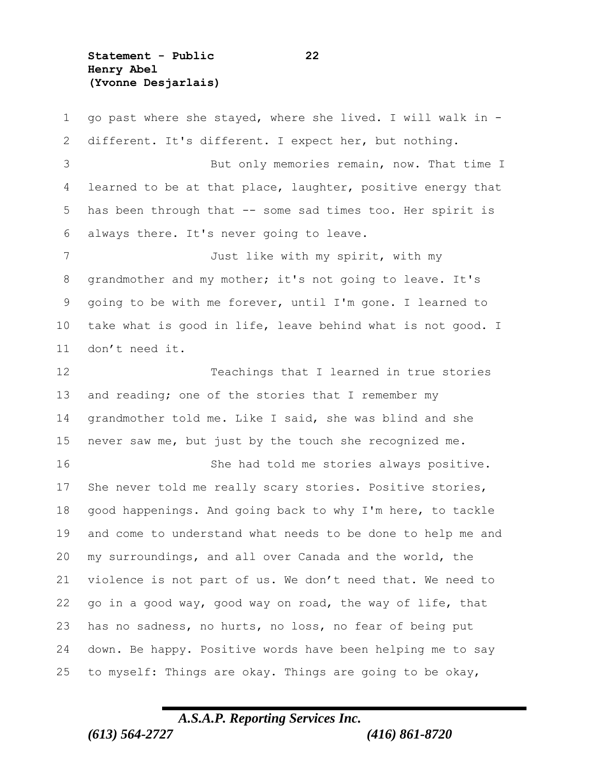go past where she stayed, where she lived. I will walk in - different. It's different. I expect her, but nothing.

But only memories remain, now. That time I learned to be at that place, laughter, positive energy that has been through that -- some sad times too. Her spirit is always there. It's never going to leave.

Just like with my spirit, with my grandmother and my mother; it's not going to leave. It's going to be with me forever, until I'm gone. I learned to take what is good in life, leave behind what is not good. I don't need it.

Teachings that I learned in true stories and reading; one of the stories that I remember my grandmother told me. Like I said, she was blind and she never saw me, but just by the touch she recognized me.

She had told me stories always positive. She never told me really scary stories. Positive stories, good happenings. And going back to why I'm here, to tackle and come to understand what needs to be done to help me and my surroundings, and all over Canada and the world, the violence is not part of us. We don't need that. We need to go in a good way, good way on road, the way of life, that has no sadness, no hurts, no loss, no fear of being put down. Be happy. Positive words have been helping me to say to myself: Things are okay. Things are going to be okay,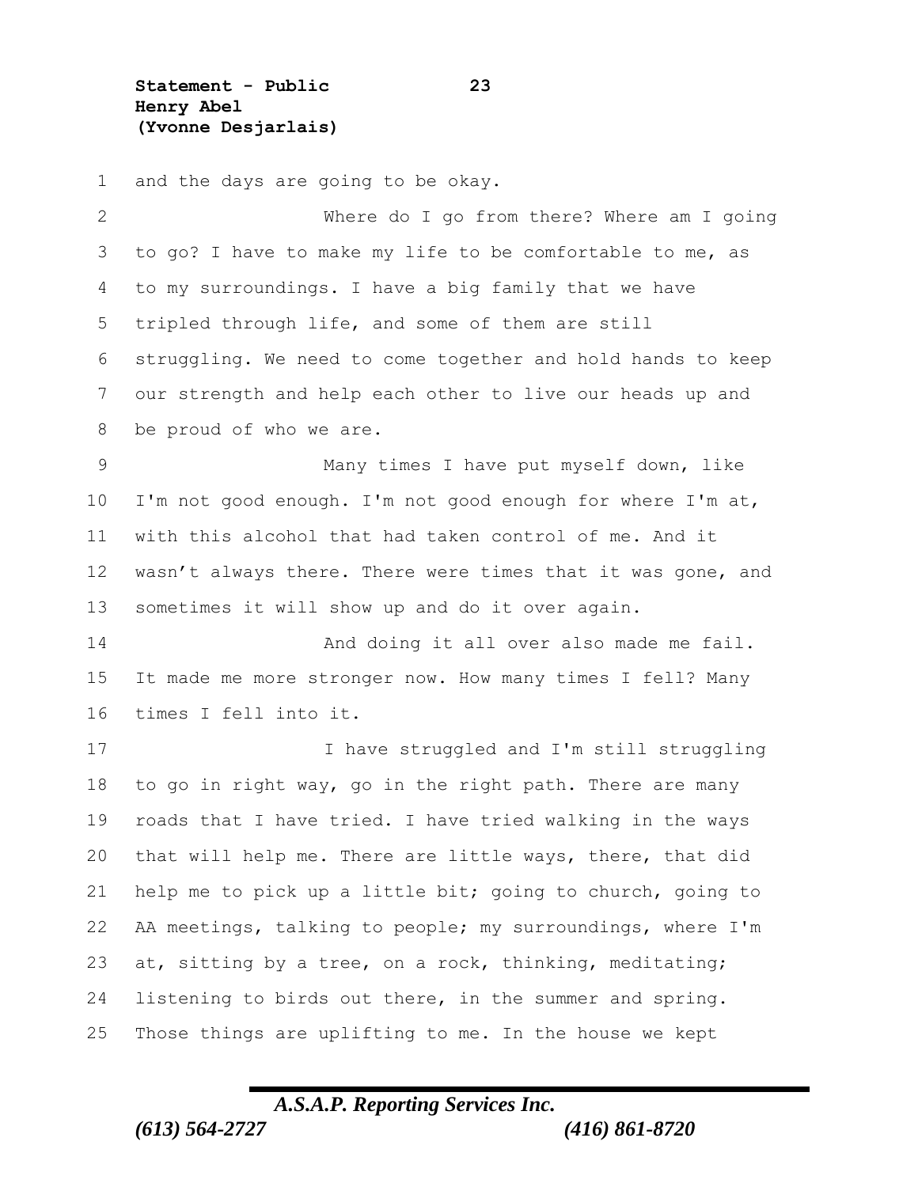and the days are going to be okay.

Where do I go from there? Where am I going to go? I have to make my life to be comfortable to me, as to my surroundings. I have a big family that we have tripled through life, and some of them are still struggling. We need to come together and hold hands to keep our strength and help each other to live our heads up and be proud of who we are.

Many times I have put myself down, like I'm not good enough. I'm not good enough for where I'm at, with this alcohol that had taken control of me. And it wasn't always there. There were times that it was gone, and sometimes it will show up and do it over again.

And doing it all over also made me fail. It made me more stronger now. How many times I fell? Many times I fell into it.

I have struggled and I'm still struggling to go in right way, go in the right path. There are many roads that I have tried. I have tried walking in the ways that will help me. There are little ways, there, that did help me to pick up a little bit; going to church, going to AA meetings, talking to people; my surroundings, where I'm at, sitting by a tree, on a rock, thinking, meditating; listening to birds out there, in the summer and spring. Those things are uplifting to me. In the house we kept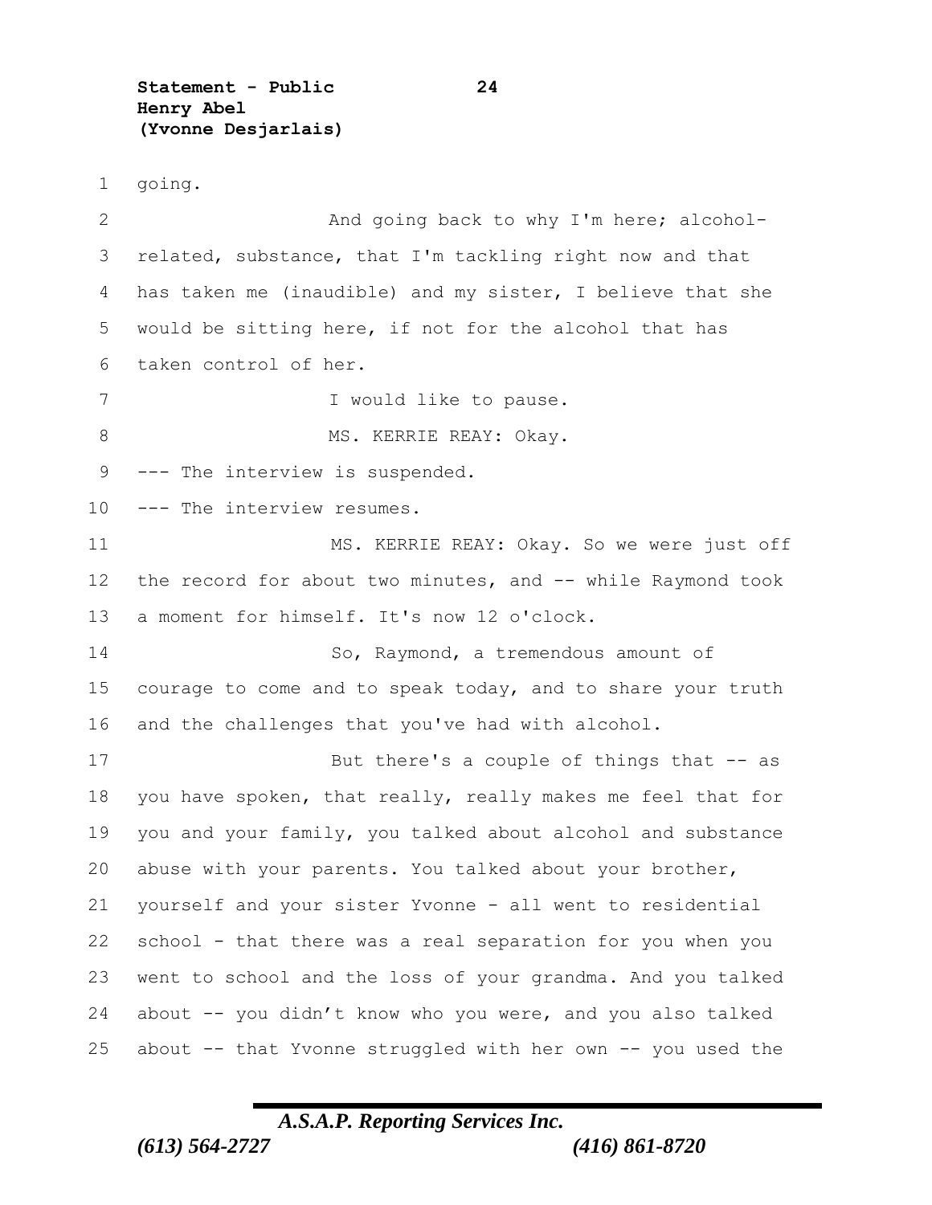going.

And going back to why I'm here; alcohol-related, substance, that I'm tackling right now and that has taken me (inaudible) and my sister, I believe that she would be sitting here, if not for the alcohol that has taken control of her.

I would like to pause.

MS. KERRIE REAY: Okay.

--- The interview is suspended.

--- The interview resumes.

MS. KERRIE REAY: Okay. So we were just off the record for about two minutes, and -- while Raymond took a moment for himself. It's now 12 o'clock.

So, Raymond, a tremendous amount of courage to come and to speak today, and to share your truth and the challenges that you've had with alcohol.

But there's a couple of things that -- as you have spoken, that really, really makes me feel that for you and your family, you talked about alcohol and substance abuse with your parents. You talked about your brother, yourself and your sister Yvonne - all went to residential school - that there was a real separation for you when you went to school and the loss of your grandma. And you talked about -- you didn't know who you were, and you also talked about -- that Yvonne struggled with her own -- you used the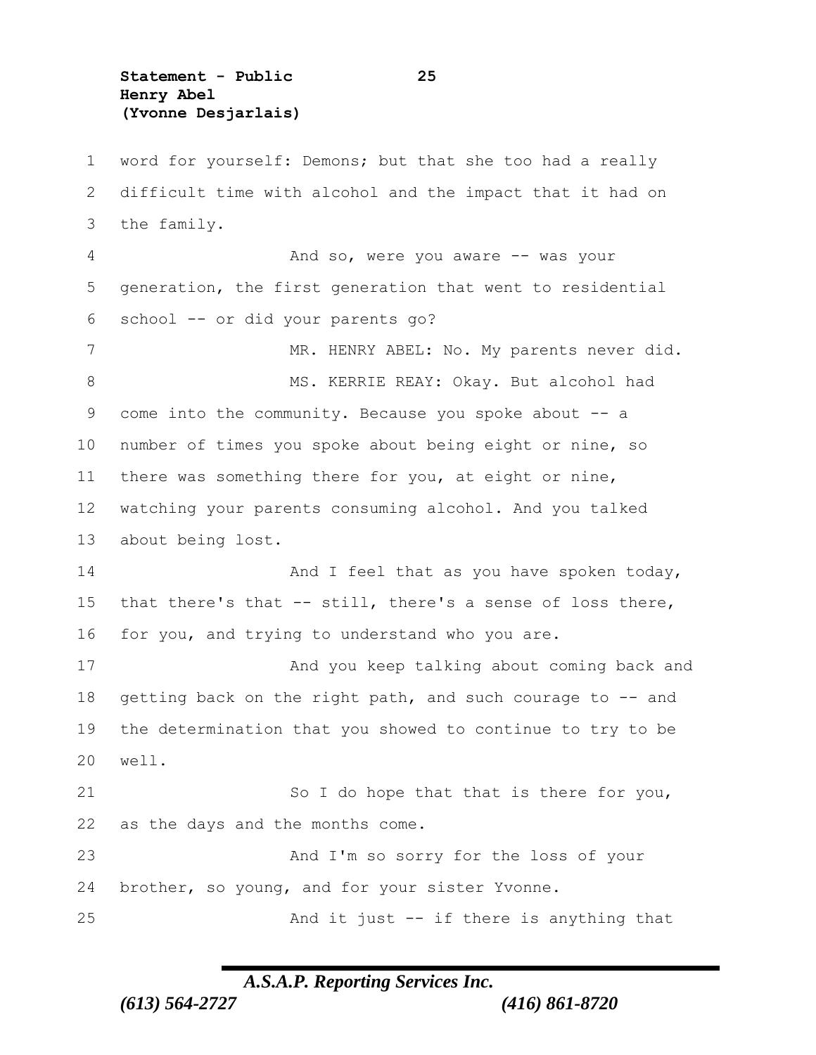word for yourself: Demons; but that she too had a really difficult time with alcohol and the impact that it had on the family.

And so, were you aware -- was your generation, the first generation that went to residential school -- or did your parents go?

MR. HENRY ABEL: No. My parents never did.

MS. KERRIE REAY: Okay. But alcohol had come into the community. Because you spoke about -- a number of times you spoke about being eight or nine, so there was something there for you, at eight or nine, watching your parents consuming alcohol. And you talked about being lost.

And I feel that as you have spoken today, that there's that -- still, there's a sense of loss there, for you, and trying to understand who you are.

And you keep talking about coming back and getting back on the right path, and such courage to -- and the determination that you showed to continue to try to be well.

So I do hope that that is there for you, as the days and the months come.

And I'm so sorry for the loss of your brother, so young, and for your sister Yvonne.

And it just -- if there is anything that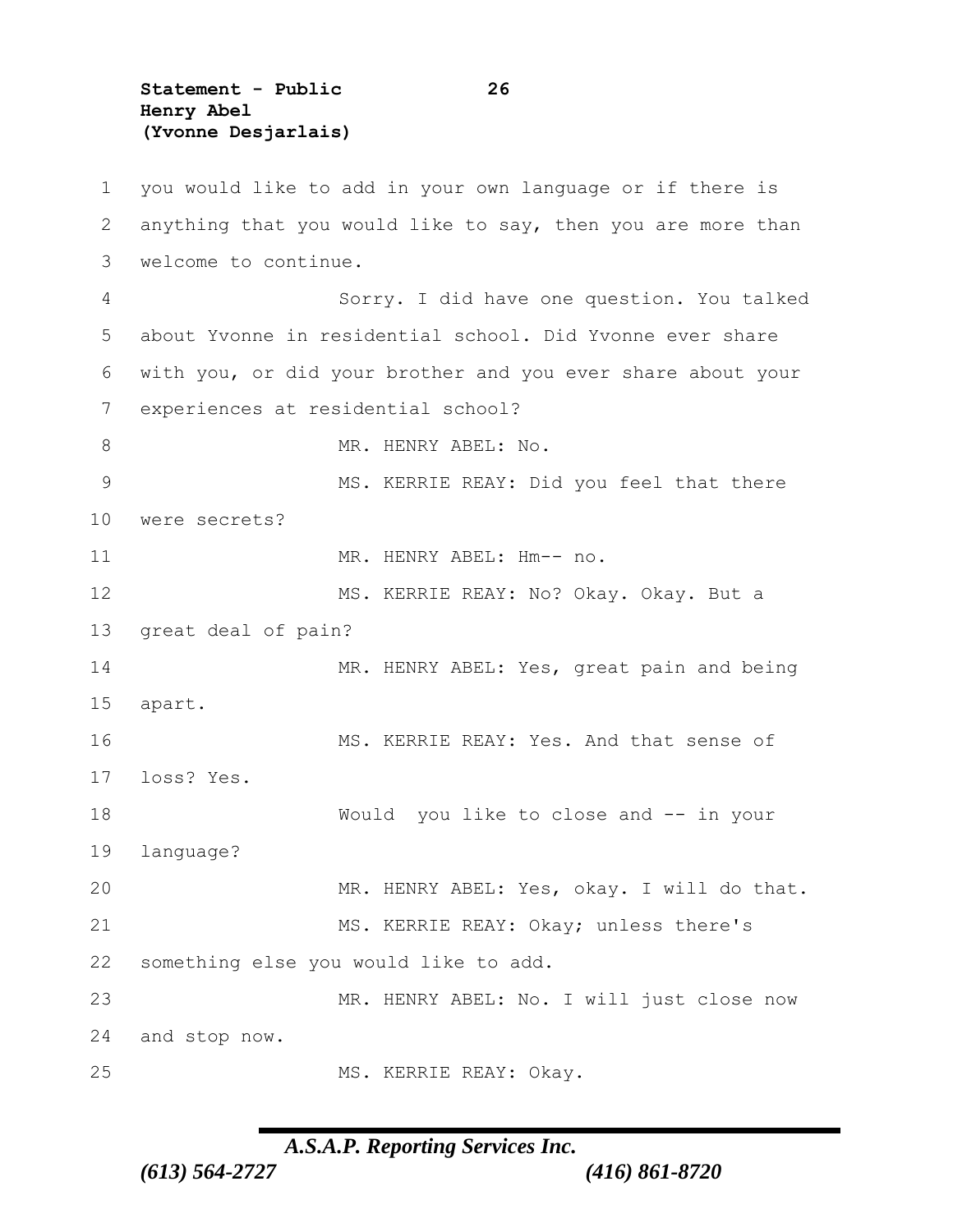you would like to add in your own language or if there is anything that you would like to say, then you are more than welcome to continue.

Sorry. I did have one question. You talked about Yvonne in residential school. Did Yvonne ever share with you, or did your brother and you ever share about your experiences at residential school?

MR. HENRY ABEL: No.

MS. KERRIE REAY: Did you feel that there were secrets?

MR. HENRY ABEL: Hm-- no.

MS. KERRIE REAY: No? Okay. Okay. But a great deal of pain?

MR. HENRY ABEL: Yes, great pain and being apart.

MS. KERRIE REAY: Yes. And that sense of loss? Yes.

Would you like to close and -- in your language?

MR. HENRY ABEL: Yes, okay. I will do that.

MS. KERRIE REAY: Okay; unless there's something else you would like to add.

MR. HENRY ABEL: No. I will just close now and stop now.

MS. KERRIE REAY: Okay.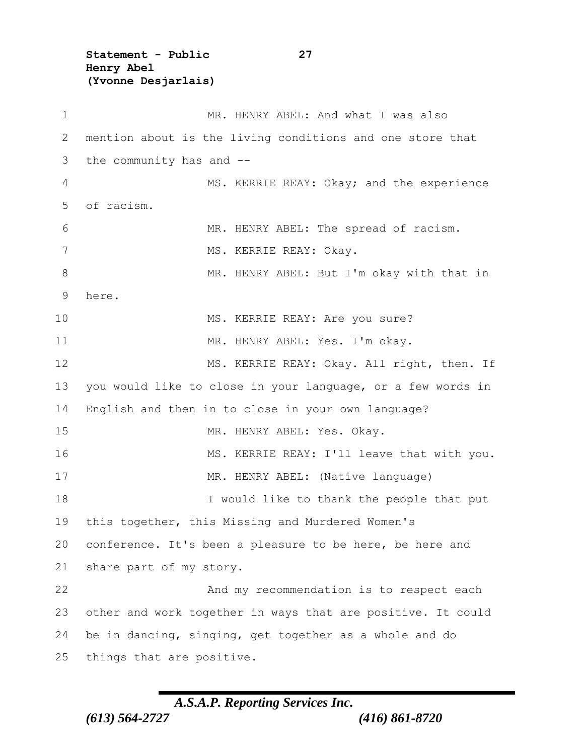MR. HENRY ABEL: And what I was also mention about is the living conditions and one store that the community has and --

MS. KERRIE REAY: Okay; and the experience of racism.

MR. HENRY ABEL: The spread of racism.

MS. KERRIE REAY: Okay.

MR. HENRY ABEL: But I'm okay with that in here.

MS. KERRIE REAY: Are you sure?

MR. HENRY ABEL: Yes. I'm okay.

MS. KERRIE REAY: Okay. All right, then. If you would like to close in your language, or a few words in English and then in to close in your own language?

MR. HENRY ABEL: Yes. Okay.

MS. KERRIE REAY: I'll leave that with you.

MR. HENRY ABEL: (Native language)

I would like to thank the people that put this together, this Missing and Murdered Women's conference. It's been a pleasure to be here, be here and share part of my story.

And my recommendation is to respect each other and work together in ways that are positive. It could be in dancing, singing, get together as a whole and do things that are positive.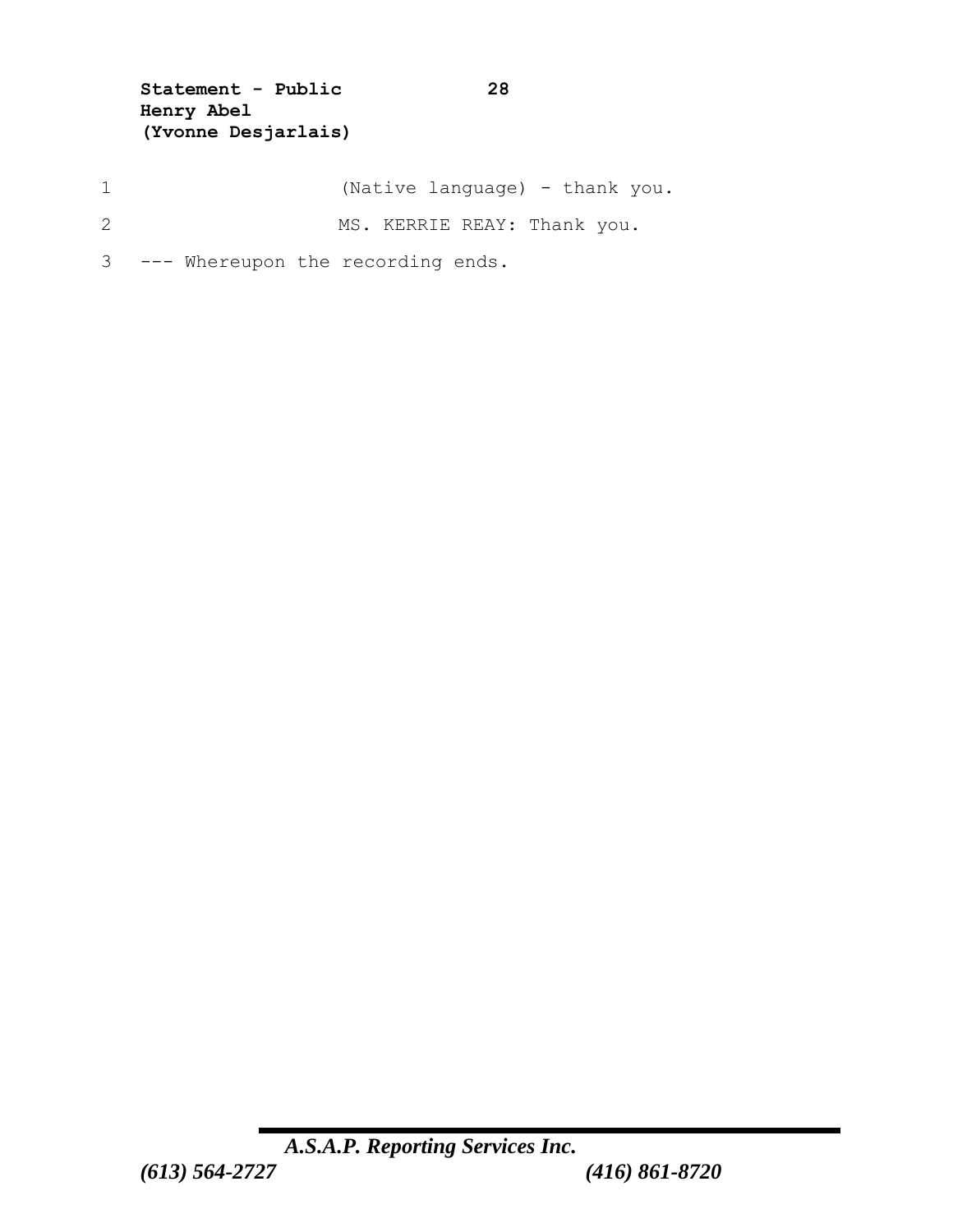(Native language) - thank you.

MS. KERRIE REAY: Thank you.

--- Whereupon the recording ends.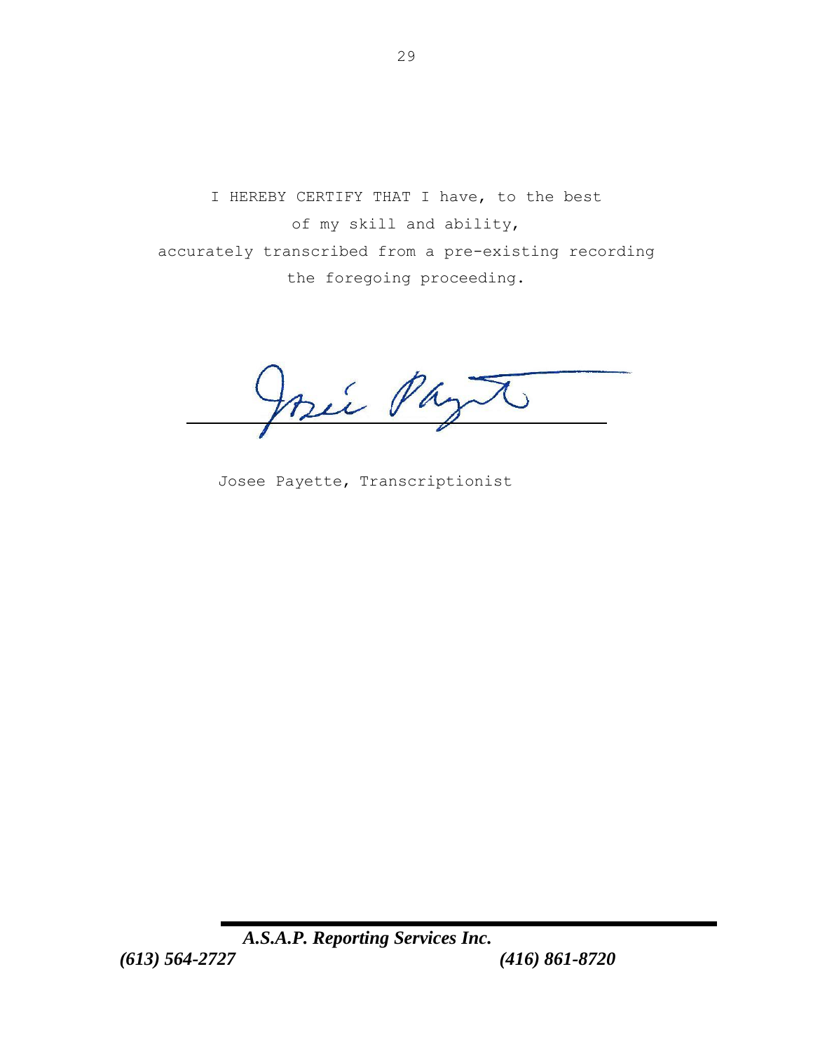I HEREBY CERTIFY THAT I have, to the best
of my skill and ability,
accurately transcribed from a pre-existing recording
the foregoing proceeding.

Josee Payette, Transcriptionist

***A.S.A.P. Reporting Services Inc.***

***(613) 564-2727*** ***(416) 861-8720***